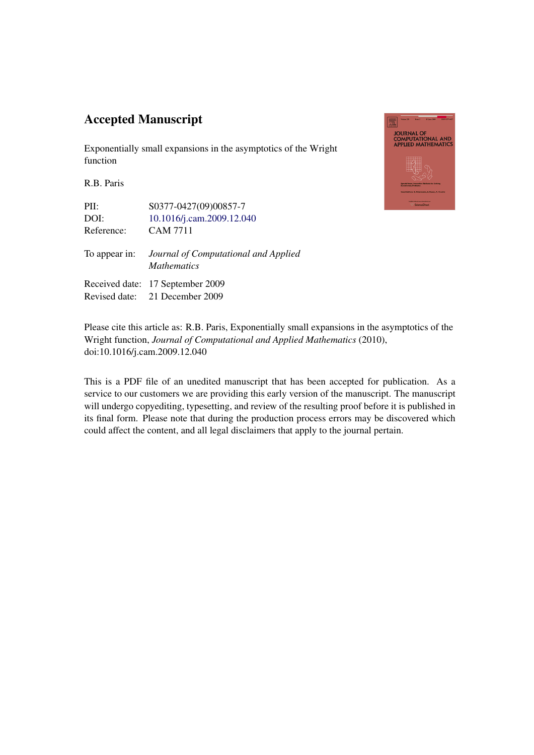# Accepted Manuscript

Exponentially small expansions in the asymptotics of the Wright function

R.B. Paris

PII: S0377-0427(09)00857-7
DOI: 10.1016/j.cam.2009.12.040
Reference: CAM 7711

To appear in: *Journal of Computational and Applied Mathematics*

Received date: 17 September 2009
Revised date: 21 December 2009

Please cite this article as: R.B. Paris, Exponentially small expansions in the asymptotics of the Wright function, *Journal of Computational and Applied Mathematics* (2010), doi:10.1016/j.cam.2009.12.040

This is a PDF file of an unedited manuscript that has been accepted for publication. As a service to our customers we are providing this early version of the manuscript. The manuscript will undergo copyediting, typesetting, and review of the resulting proof before it is published in its final form. Please note that during the production process errors may be discovered which could affect the content, and all legal disclaimers that apply to the journal pertain.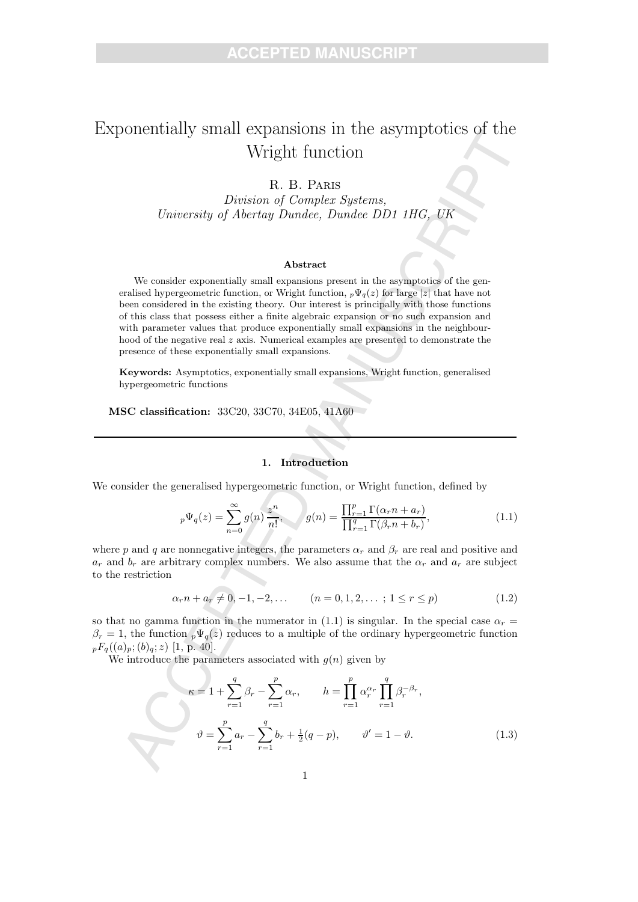# Exponentially small expansions in the asymptotics of the Wright function

R. B. Paris

*Division of Complex Systems,*
*University of Abertay Dundee, Dundee DD1 1HG, UK*

### Abstract

We consider exponentially small expansions present in the asymptotics of the generalised hypergeometric function, or Wright function, ${}_p\Psi_q(z)$ for large $|z|$ that have not been considered in the existing theory. Our interest is principally with those functions of this class that possess either a finite algebraic expansion or no such expansion and with parameter values that produce exponentially small expansions in the neighbourhood of the negative real $z$ axis. Numerical examples are presented to demonstrate the presence of these exponentially small expansions.

**Keywords:** Asymptotics, exponentially small expansions, Wright function, generalised hypergeometric functions

**MSC classification:** 33C20, 33C70, 34E05, 41A60

---

## 1. Introduction

We consider the generalised hypergeometric function, or Wright function, defined by

$$
{}_p\Psi_q(z) = \sum_{n=0}^{\infty} g(n) \frac{z^n}{n!}, \qquad g(n) = \frac{\prod_{r=1}^{p} \Gamma(\alpha_r n + a_r)}{\prod_{r=1}^{q} \Gamma(\beta_r n + b_r)}, \tag{1.1}
$$

where $p$ and $q$ are nonnegative integers, the parameters $\alpha_r$ and $\beta_r$ are real and positive and $a_r$ and $b_r$ are arbitrary complex numbers. We also assume that the $\alpha_r$ and $a_r$ are subject to the restriction

$$
\alpha_r n + a_r \neq 0, -1, -2, \ldots \qquad (n = 0, 1, 2, \ldots \; ; \; 1 \leq r \leq p) \tag{1.2}
$$

so that no gamma function in the numerator in (1.1) is singular. In the special case $\alpha_r = \beta_r = 1$, the function ${}_p\Psi_q(z)$ reduces to a multiple of the ordinary hypergeometric function ${}_pF_q((a)_p; (b)_q; z)$ [1, p. 40].

We introduce the parameters associated with $g(n)$ given by

$$
\kappa = 1 + \sum_{r=1}^{q} \beta_r - \sum_{r=1}^{p} \alpha_r, \qquad h = \prod_{r=1}^{p} \alpha_r^{\alpha_r} \prod_{r=1}^{q} \beta_r^{-\beta_r},
$$

$$
\vartheta = \sum_{r=1}^{p} a_r - \sum_{r=1}^{q} b_r + \tfrac{1}{2}(q - p), \qquad \vartheta' = 1 - \vartheta. \tag{1.3}
$$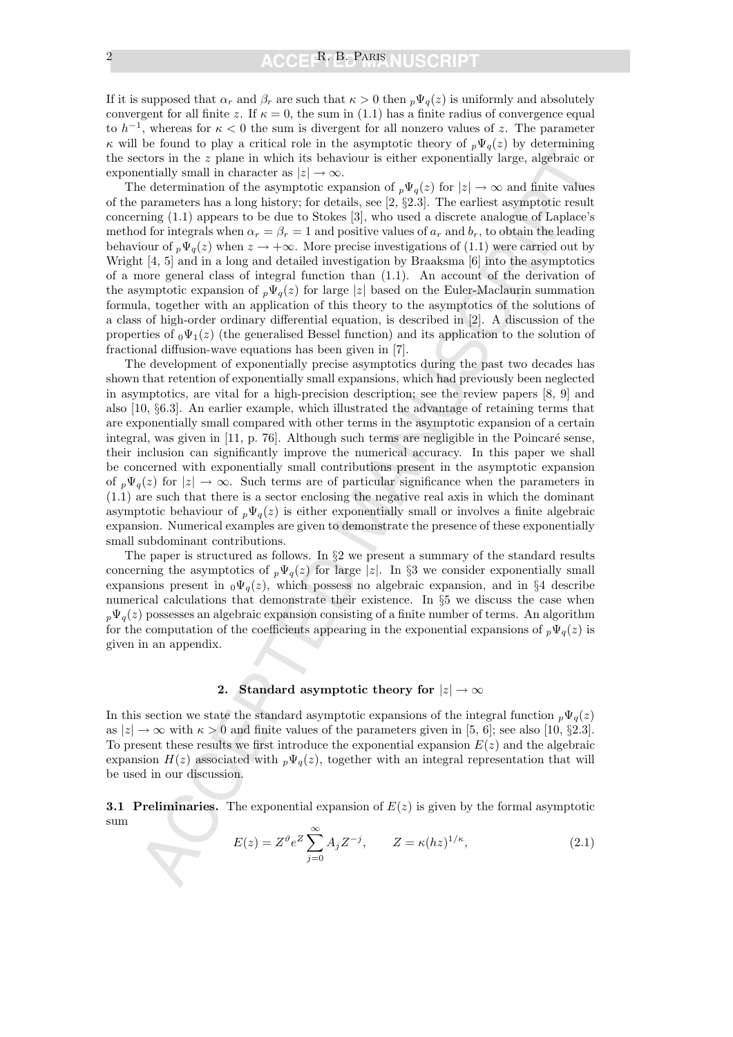If it is supposed that $\alpha_r$ and $\beta_r$ are such that $\kappa > 0$ then ${}_p\Psi_q(z)$ is uniformly and absolutely convergent for all finite $z$. If $\kappa = 0$, the sum in (1.1) has a finite radius of convergence equal to $h^{-1}$, whereas for $\kappa < 0$ the sum is divergent for all nonzero values of $z$. The parameter $\kappa$ will be found to play a critical role in the asymptotic theory of ${}_p\Psi_q(z)$ by determining the sectors in the $z$ plane in which its behaviour is either exponentially large, algebraic or exponentially small in character as $|z| \to \infty$.

The determination of the asymptotic expansion of ${}_p\Psi_q(z)$ for $|z| \to \infty$ and finite values of the parameters has a long history; for details, see [2, §2.3]. The earliest asymptotic result concerning (1.1) appears to be due to Stokes [3], who used a discrete analogue of Laplace's method for integrals when $\alpha_r = \beta_r = 1$ and positive values of $a_r$ and $b_r$, to obtain the leading behaviour of ${}_p\Psi_q(z)$ when $z \to +\infty$. More precise investigations of (1.1) were carried out by Wright [4, 5] and in a long and detailed investigation by Braaksma [6] into the asymptotics of a more general class of integral function than (1.1). An account of the derivation of the asymptotic expansion of ${}_p\Psi_q(z)$ for large $|z|$ based on the Euler-Maclaurin summation formula, together with an application of this theory to the asymptotics of the solutions of a class of high-order ordinary differential equation, is described in [2]. A discussion of the properties of ${}_0\Psi_1(z)$ (the generalised Bessel function) and its application to the solution of fractional diffusion-wave equations has been given in [7].

The development of exponentially precise asymptotics during the past two decades has shown that retention of exponentially small expansions, which had previously been neglected in asymptotics, are vital for a high-precision description; see the review papers [8, 9] and also [10, §6.3]. An earlier example, which illustrated the advantage of retaining terms that are exponentially small compared with other terms in the asymptotic expansion of a certain integral, was given in [11, p. 76]. Although such terms are negligible in the Poincaré sense, their inclusion can significantly improve the numerical accuracy. In this paper we shall be concerned with exponentially small contributions present in the asymptotic expansion of ${}_p\Psi_q(z)$ for $|z| \to \infty$. Such terms are of particular significance when the parameters in (1.1) are such that there is a sector enclosing the negative real axis in which the dominant asymptotic behaviour of ${}_p\Psi_q(z)$ is either exponentially small or involves a finite algebraic expansion. Numerical examples are given to demonstrate the presence of these exponentially small subdominant contributions.

The paper is structured as follows. In §2 we present a summary of the standard results concerning the asymptotics of ${}_p\Psi_q(z)$ for large $|z|$. In §3 we consider exponentially small expansions present in ${}_0\Psi_q(z)$, which possess no algebraic expansion, and in §4 describe numerical calculations that demonstrate their existence. In §5 we discuss the case when ${}_p\Psi_q(z)$ possesses an algebraic expansion consisting of a finite number of terms. An algorithm for the computation of the coefficients appearing in the exponential expansions of ${}_p\Psi_q(z)$ is given in an appendix.

## 2. Standard asymptotic theory for $|z| \to \infty$

In this section we state the standard asymptotic expansions of the integral function ${}_p\Psi_q(z)$ as $|z| \to \infty$ with $\kappa > 0$ and finite values of the parameters given in [5, 6]; see also [10, §2.3]. To present these results we first introduce the exponential expansion $E(z)$ and the algebraic expansion $H(z)$ associated with ${}_p\Psi_q(z)$, together with an integral representation that will be used in our discussion.

**3.1 Preliminaries.** The exponential expansion of $E(z)$ is given by the formal asymptotic sum

$$E(z) = Z^{\vartheta} e^{Z} \sum_{j=0}^{\infty} A_j Z^{-j}, \qquad Z = \kappa (hz)^{1/\kappa}, \tag{2.1}$$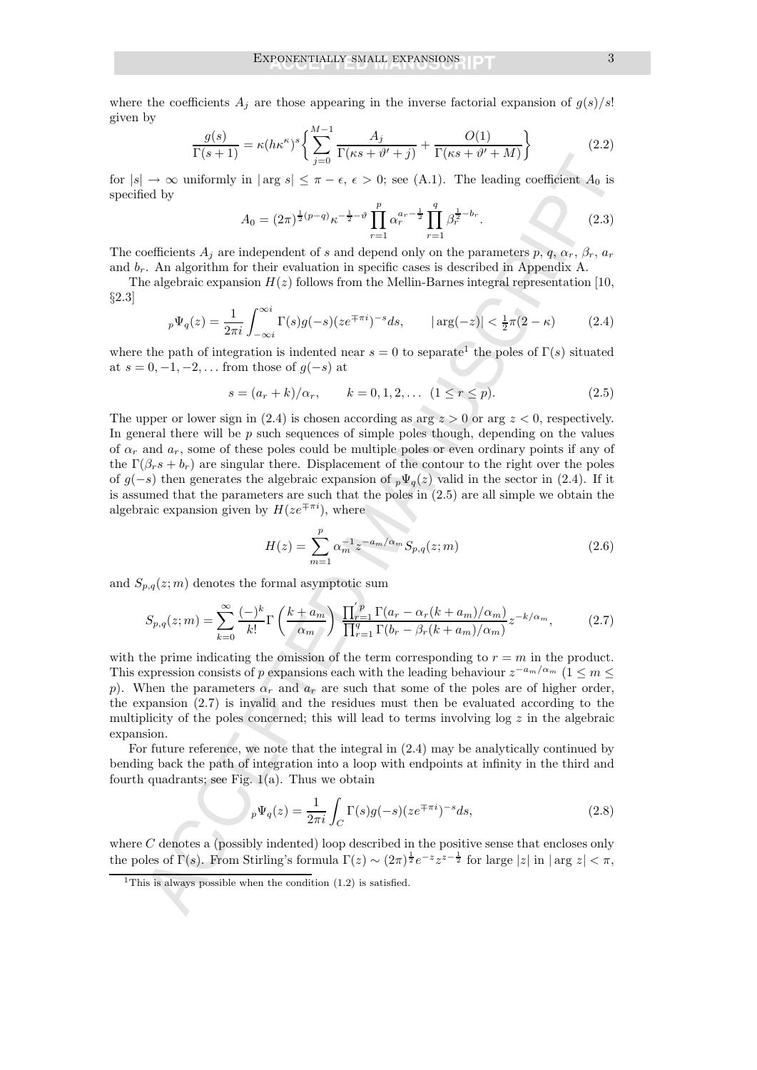where the coefficients $A_j$ are those appearing in the inverse factorial expansion of $g(s)/s!$ given by

$$\frac{g(s)}{\Gamma(s+1)} = \kappa(h\kappa^\kappa)^s \left\{ \sum_{j=0}^{M-1} \frac{A_j}{\Gamma(\kappa s + \vartheta' + j)} + \frac{O(1)}{\Gamma(\kappa s + \vartheta' + M)} \right\} \tag{2.2}$$

for $|s| \to \infty$ uniformly in $|\arg s| \leq \pi - \epsilon$, $\epsilon > 0$; see (A.1). The leading coefficient $A_0$ is specified by

$$A_0 = (2\pi)^{\frac{1}{2}(p-q)} \kappa^{-\frac{1}{2}-\vartheta} \prod_{r=1}^{p} \alpha_r^{a_r - \frac{1}{2}} \prod_{r=1}^{q} \beta_r^{\frac{1}{2} - b_r}. \tag{2.3}$$

The coefficients $A_j$ are independent of $s$ and depend only on the parameters $p$, $q$, $\alpha_r$, $\beta_r$, $a_r$ and $b_r$. An algorithm for their evaluation in specific cases is described in Appendix A.

The algebraic expansion $H(z)$ follows from the Mellin-Barnes integral representation [10, §2.3]

$${}_p\Psi_q(z) = \frac{1}{2\pi i} \int_{-\infty i}^{\infty i} \Gamma(s) g(-s) (z e^{\mp \pi i})^{-s} ds, \qquad |\arg(-z)| < \tfrac{1}{2}\pi(2-\kappa) \tag{2.4}$$

where the path of integration is indented near $s = 0$ to separate[1] the poles of $\Gamma(s)$ situated at $s = 0, -1, -2, \ldots$ from those of $g(-s)$ at

$$s = (a_r + k)/\alpha_r, \qquad k = 0, 1, 2, \ldots \ (1 \leq r \leq p). \tag{2.5}$$

The upper or lower sign in (2.4) is chosen according as $\arg z > 0$ or $\arg z < 0$, respectively. In general there will be $p$ such sequences of simple poles though, depending on the values of $\alpha_r$ and $a_r$, some of these poles could be multiple poles or even ordinary points if any of the $\Gamma(\beta_r s + b_r)$ are singular there. Displacement of the contour to the right over the poles of $g(-s)$ then generates the algebraic expansion of ${}_p\Psi_q(z)$ valid in the sector in (2.4). If it is assumed that the parameters are such that the poles in (2.5) are all simple we obtain the algebraic expansion given by $H(ze^{\mp\pi i})$, where

$$H(z) = \sum_{m=1}^{p} \alpha_m^{-1} z^{-a_m/\alpha_m} S_{p,q}(z; m) \tag{2.6}$$

and $S_{p,q}(z; m)$ denotes the formal asymptotic sum

$$S_{p,q}(z; m) = \sum_{k=0}^{\infty} \frac{(-)^k}{k!} \Gamma\left(\frac{k + a_m}{\alpha_m}\right) \frac{\prod_{r=1}^{\prime\, p} \Gamma(a_r - \alpha_r(k + a_m)/\alpha_m)}{\prod_{r=1}^{q} \Gamma(b_r - \beta_r(k + a_m)/\alpha_m)} z^{-k/\alpha_m}, \tag{2.7}$$

with the prime indicating the omission of the term corresponding to $r = m$ in the product. This expression consists of $p$ expansions each with the leading behaviour $z^{-a_m/\alpha_m}$ ($1 \leq m \leq p$). When the parameters $\alpha_r$ and $a_r$ are such that some of the poles are of higher order, the expansion (2.7) is invalid and the residues must then be evaluated according to the multiplicity of the poles concerned; this will lead to terms involving $\log z$ in the algebraic expansion.

For future reference, we note that the integral in (2.4) may be analytically continued by bending back the path of integration into a loop with endpoints at infinity in the third and fourth quadrants; see Fig. 1(a). Thus we obtain

$${}_p\Psi_q(z) = \frac{1}{2\pi i} \int_C \Gamma(s) g(-s) (z e^{\mp \pi i})^{-s} ds, \tag{2.8}$$

where $C$ denotes a (possibly indented) loop described in the positive sense that encloses only the poles of $\Gamma(s)$. From Stirling's formula $\Gamma(z) \sim (2\pi)^{\frac{1}{2}} e^{-z} z^{z-\frac{1}{2}}$ for large $|z|$ in $|\arg z| < \pi$,

[1] This is always possible when the condition (1.2) is satisfied.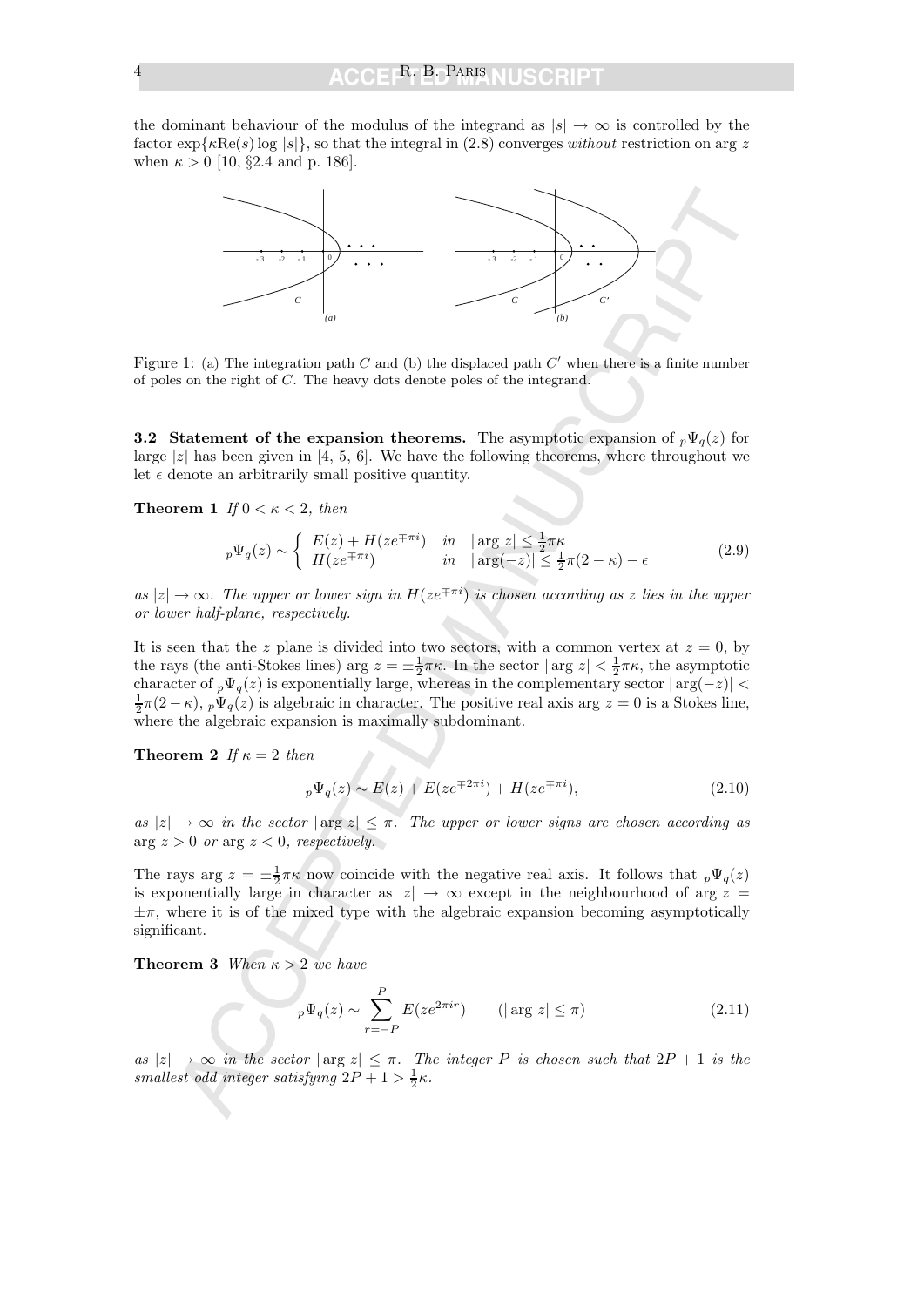the dominant behaviour of the modulus of the integrand as $|s| \to \infty$ is controlled by the factor $\exp\{\kappa \mathrm{Re}(s) \log |s|\}$, so that the integral in (2.8) converges *without* restriction on $\arg z$ when $\kappa > 0$ [10, §2.4 and p. 186].

Figure 1: (a) The integration path $C$ and (b) the displaced path $C'$ when there is a finite number of poles on the right of $C$. The heavy dots denote poles of the integrand.

**3.2 Statement of the expansion theorems.** The asymptotic expansion of ${}_p\Psi_q(z)$ for large $|z|$ has been given in [4, 5, 6]. We have the following theorems, where throughout we let $\epsilon$ denote an arbitrarily small positive quantity.

**Theorem 1** *If* $0 < \kappa < 2$, *then*

$$
{}_p\Psi_q(z) \sim \begin{cases} E(z) + H(ze^{\mp\pi i}) & \text{in} \quad |\arg z| \leq \frac{1}{2}\pi\kappa \\ H(ze^{\mp\pi i}) & \text{in} \quad |\arg(-z)| \leq \frac{1}{2}\pi(2-\kappa) - \epsilon \end{cases} \tag{2.9}
$$

*as* $|z| \to \infty$. *The upper or lower sign in* $H(ze^{\mp\pi i})$ *is chosen according as* $z$ *lies in the upper or lower half-plane, respectively.*

It is seen that the $z$ plane is divided into two sectors, with a common vertex at $z = 0$, by the rays (the anti-Stokes lines) $\arg z = \pm\frac{1}{2}\pi\kappa$. In the sector $|\arg z| < \frac{1}{2}\pi\kappa$, the asymptotic character of ${}_p\Psi_q(z)$ is exponentially large, whereas in the complementary sector $|\arg(-z)| < \frac{1}{2}\pi(2-\kappa)$, ${}_p\Psi_q(z)$ is algebraic in character. The positive real axis $\arg z = 0$ is a Stokes line, where the algebraic expansion is maximally subdominant.

**Theorem 2** *If* $\kappa = 2$ *then*

$$
{}_p\Psi_q(z) \sim E(z) + E(ze^{\mp 2\pi i}) + H(ze^{\mp\pi i}), \tag{2.10}
$$

*as* $|z| \to \infty$ *in the sector* $|\arg z| \leq \pi$. *The upper or lower signs are chosen according as* $\arg z > 0$ *or* $\arg z < 0$, *respectively.*

The rays $\arg z = \pm\frac{1}{2}\pi\kappa$ now coincide with the negative real axis. It follows that ${}_p\Psi_q(z)$ is exponentially large in character as $|z| \to \infty$ except in the neighbourhood of $\arg z = \pm\pi$, where it is of the mixed type with the algebraic expansion becoming asymptotically significant.

**Theorem 3** *When* $\kappa > 2$ *we have*

$$
{}_p\Psi_q(z) \sim \sum_{r=-P}^{P} E(ze^{2\pi ir}) \qquad (|\arg z| \leq \pi) \tag{2.11}
$$

*as* $|z| \to \infty$ *in the sector* $|\arg z| \leq \pi$. *The integer* $P$ *is chosen such that* $2P + 1$ *is the smallest odd integer satisfying* $2P + 1 > \frac{1}{2}\kappa$.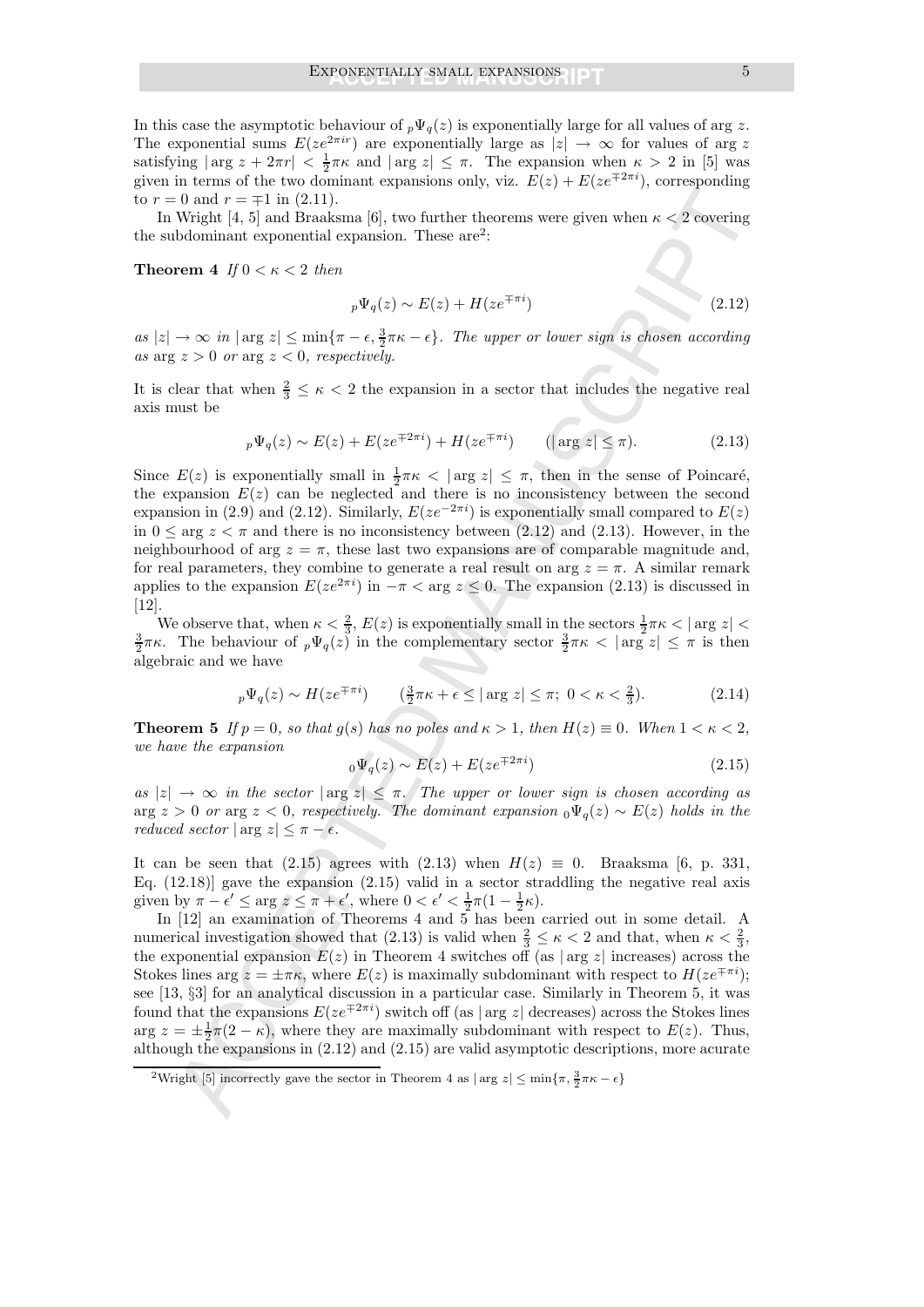In this case the asymptotic behaviour of ${}_p\Psi_q(z)$ is exponentially large for all values of arg $z$. The exponential sums $E(ze^{2\pi ir})$ are exponentially large as $|z| \to \infty$ for values of arg $z$ satisfying $|\arg z + 2\pi r| < \frac{1}{2}\pi\kappa$ and $|\arg z| \leq \pi$. The expansion when $\kappa > 2$ in [5] was given in terms of the two dominant expansions only, viz. $E(z) + E(ze^{\mp 2\pi i})$, corresponding to $r = 0$ and $r = \mp 1$ in (2.11).

In Wright [4, 5] and Braaksma [6], two further theorems were given when $\kappa < 2$ covering the subdominant exponential expansion. These are[2]:

**Theorem 4** *If $0 < \kappa < 2$ then*

$$ {}_p\Psi_q(z) \sim E(z) + H(ze^{\mp\pi i}) \tag{2.12} $$

*as $|z| \to \infty$ in $|\arg z| \leq \min\{\pi - \epsilon, \frac{3}{2}\pi\kappa - \epsilon\}$. The upper or lower sign is chosen according as $\arg z > 0$ or $\arg z < 0$, respectively.*

It is clear that when $\frac{2}{3} \leq \kappa < 2$ the expansion in a sector that includes the negative real axis must be

$$ {}_p\Psi_q(z) \sim E(z) + E(ze^{\mp 2\pi i}) + H(ze^{\mp\pi i}) \qquad (|\arg z| \leq \pi). \tag{2.13} $$

Since $E(z)$ is exponentially small in $\frac{1}{2}\pi\kappa < |\arg z| \leq \pi$, then in the sense of Poincaré, the expansion $E(z)$ can be neglected and there is no inconsistency between the second expansion in (2.9) and (2.12). Similarly, $E(ze^{-2\pi i})$ is exponentially small compared to $E(z)$ in $0 \leq \arg z < \pi$ and there is no inconsistency between (2.12) and (2.13). However, in the neighbourhood of $\arg z = \pi$, these last two expansions are of comparable magnitude and, for real parameters, they combine to generate a real result on $\arg z = \pi$. A similar remark applies to the expansion $E(ze^{2\pi i})$ in $-\pi < \arg z \leq 0$. The expansion (2.13) is discussed in [12].

We observe that, when $\kappa < \frac{2}{3}$, $E(z)$ is exponentially small in the sectors $\frac{1}{2}\pi\kappa < |\arg z| < \frac{3}{2}\pi\kappa$. The behaviour of ${}_p\Psi_q(z)$ in the complementary sector $\frac{3}{2}\pi\kappa < |\arg z| \leq \pi$ is then algebraic and we have

$$ {}_p\Psi_q(z) \sim H(ze^{\mp\pi i}) \qquad (\tfrac{3}{2}\pi\kappa + \epsilon \leq |\arg z| \leq \pi;\ 0 < \kappa < \tfrac{2}{3}). \tag{2.14} $$

**Theorem 5** *If $p = 0$, so that $g(s)$ has no poles and $\kappa > 1$, then $H(z) \equiv 0$. When $1 < \kappa < 2$, we have the expansion*

$$ {}_0\Psi_q(z) \sim E(z) + E(ze^{\mp 2\pi i}) \tag{2.15} $$

*as $|z| \to \infty$ in the sector $|\arg z| \leq \pi$. The upper or lower sign is chosen according as $\arg z > 0$ or $\arg z < 0$, respectively. The dominant expansion ${}_0\Psi_q(z) \sim E(z)$ holds in the reduced sector $|\arg z| \leq \pi - \epsilon$.*

It can be seen that (2.15) agrees with (2.13) when $H(z) \equiv 0$. Braaksma [6, p. 331, Eq. (12.18)] gave the expansion (2.15) valid in a sector straddling the negative real axis given by $\pi - \epsilon' \leq \arg z \leq \pi + \epsilon'$, where $0 < \epsilon' < \frac{1}{2}\pi(1 - \frac{1}{2}\kappa)$.

In [12] an examination of Theorems 4 and 5 has been carried out in some detail. A numerical investigation showed that (2.13) is valid when $\frac{2}{3} \leq \kappa < 2$ and that, when $\kappa < \frac{2}{3}$, the exponential expansion $E(z)$ in Theorem 4 switches off (as $|\arg z|$ increases) across the Stokes lines $\arg z = \pm\pi\kappa$, where $E(z)$ is maximally subdominant with respect to $H(ze^{\mp\pi i})$; see [13, §3] for an analytical discussion in a particular case. Similarly in Theorem 5, it was found that the expansions $E(ze^{\mp 2\pi i})$ switch off (as $|\arg z|$ decreases) across the Stokes lines $\arg z = \pm\frac{1}{2}\pi(2 - \kappa)$, where they are maximally subdominant with respect to $E(z)$. Thus, although the expansions in (2.12) and (2.15) are valid asymptotic descriptions, more acurate

[2] Wright [5] incorrectly gave the sector in Theorem 4 as $|\arg z| \leq \min\{\pi, \frac{3}{2}\pi\kappa - \epsilon\}$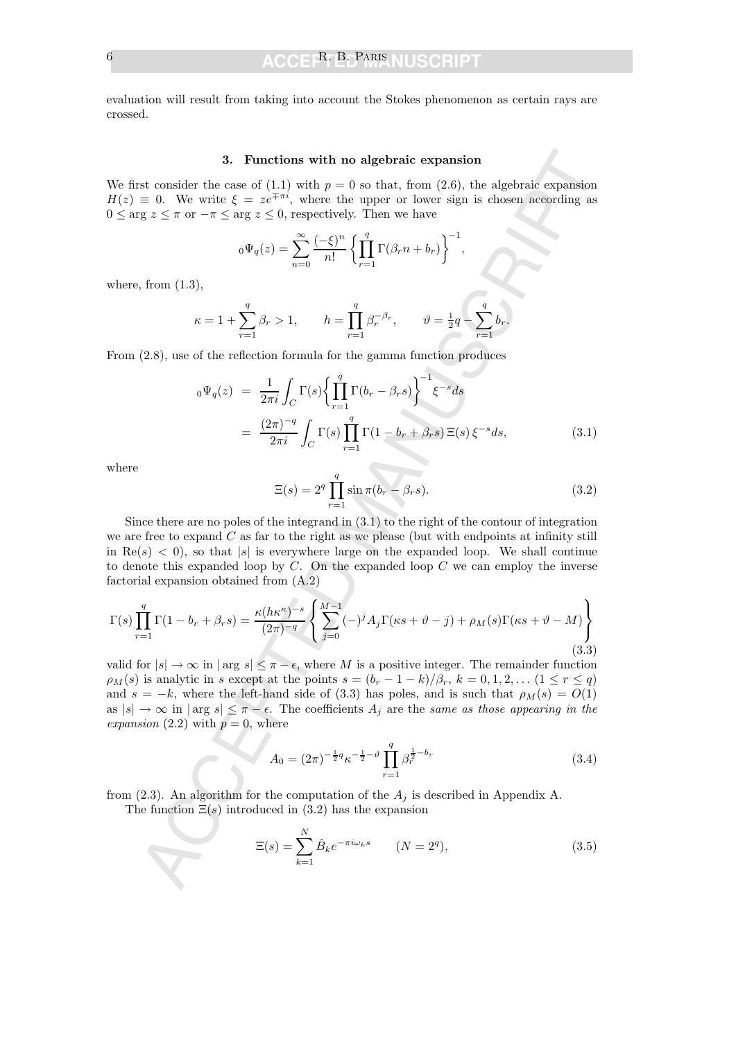evaluation will result from taking into account the Stokes phenomenon as certain rays are crossed.

### 3. Functions with no algebraic expansion

We first consider the case of (1.1) with $p = 0$ so that, from (2.6), the algebraic expansion $H(z) \equiv 0$. We write $\xi = ze^{\mp\pi i}$, where the upper or lower sign is chosen according as $0 \leq \arg z \leq \pi$ or $-\pi \leq \arg z \leq 0$, respectively. Then we have

$$
{}_0\Psi_q(z) = \sum_{n=0}^{\infty} \frac{(-\xi)^n}{n!} \left\{ \prod_{r=1}^{q} \Gamma(\beta_r n + b_r) \right\}^{-1},
$$

where, from (1.3),

$$
\kappa = 1 + \sum_{r=1}^{q} \beta_r > 1, \qquad h = \prod_{r=1}^{q} \beta_r^{-\beta_r}, \qquad \vartheta = \tfrac{1}{2}q - \sum_{r=1}^{q} b_r.
$$

From (2.8), use of the reflection formula for the gamma function produces

$$
\begin{aligned}
{}_0\Psi_q(z) &= \frac{1}{2\pi i} \int_C \Gamma(s) \left\{ \prod_{r=1}^{q} \Gamma(b_r - \beta_r s) \right\}^{-1} \xi^{-s} ds \\
&= \frac{(2\pi)^{-q}}{2\pi i} \int_C \Gamma(s) \prod_{r=1}^{q} \Gamma(1 - b_r + \beta_r s)\, \Xi(s)\, \xi^{-s} ds, \qquad (3.1)
\end{aligned}
$$

where

$$
\Xi(s) = 2^q \prod_{r=1}^{q} \sin \pi(b_r - \beta_r s). \qquad (3.2)
$$

Since there are no poles of the integrand in (3.1) to the right of the contour of integration we are free to expand $C$ as far to the right as we please (but with endpoints at infinity still in $\mathrm{Re}(s) < 0$), so that $|s|$ is everywhere large on the expanded loop. We shall continue to denote this expanded loop by $C$. On the expanded loop $C$ we can employ the inverse factorial expansion obtained from (A.2)

$$
\Gamma(s) \prod_{r=1}^{q} \Gamma(1 - b_r + \beta_r s) = \frac{\kappa (h\kappa^\kappa)^{-s}}{(2\pi)^{-q}} \left\{ \sum_{j=0}^{M-1} (-)^j A_j \Gamma(\kappa s + \vartheta - j) + \rho_M(s) \Gamma(\kappa s + \vartheta - M) \right\} \qquad (3.3)
$$

valid for $|s| \to \infty$ in $|\arg s| \leq \pi - \epsilon$, where $M$ is a positive integer. The remainder function $\rho_M(s)$ is analytic in $s$ except at the points $s = (b_r - 1 - k)/\beta_r$, $k = 0, 1, 2, \ldots$ $(1 \leq r \leq q)$ and $s = -k$, where the left-hand side of (3.3) has poles, and is such that $\rho_M(s) = O(1)$ as $|s| \to \infty$ in $|\arg s| \leq \pi - \epsilon$. The coefficients $A_j$ are the *same as those appearing in the expansion* (2.2) *with* $p = 0$, where

$$
A_0 = (2\pi)^{-\frac{1}{2}q} \kappa^{-\frac{1}{2} - \vartheta} \prod_{r=1}^{q} \beta_r^{\frac{1}{2} - b_r} \qquad (3.4)
$$

from (2.3). An algorithm for the computation of the $A_j$ is described in Appendix A.

The function $\Xi(s)$ introduced in (3.2) has the expansion

$$
\Xi(s) = \sum_{k=1}^{N} \hat{B}_k e^{-\pi i \omega_k s} \qquad (N = 2^q), \qquad (3.5)
$$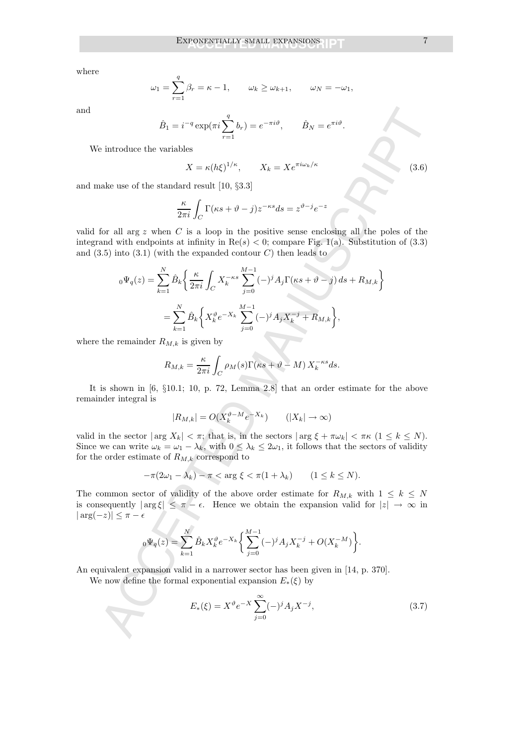where

$$\omega_1 = \sum_{r=1}^{q} \beta_r = \kappa - 1, \qquad \omega_k \geq \omega_{k+1}, \qquad \omega_N = -\omega_1,$$

and

$$\hat{B}_1 = i^{-q} \exp(\pi i \sum_{r=1}^{q} b_r) = e^{-\pi i \vartheta}, \qquad \hat{B}_N = e^{\pi i \vartheta}.$$

We introduce the variables

$$X = \kappa (h\xi)^{1/\kappa}, \qquad X_k = X e^{\pi i \omega_k / \kappa} \tag{3.6}$$

and make use of the standard result [10, §3.3]

$$\frac{\kappa}{2\pi i} \int_C \Gamma(\kappa s + \vartheta - j) z^{-\kappa s} ds = z^{\vartheta - j} e^{-z}$$

valid for all arg $z$ when $C$ is a loop in the positive sense enclosing all the poles of the integrand with endpoints at infinity in $\mathrm{Re}(s) < 0$; compare Fig. 1(a). Substitution of (3.3) and (3.5) into (3.1) (with the expanded contour $C$) then leads to

$$\begin{aligned}
{}_0\Psi_q(z) &= \sum_{k=1}^{N} \hat{B}_k \bigg\{ \frac{\kappa}{2\pi i} \int_C X_k^{-\kappa s} \sum_{j=0}^{M-1} (-)^j A_j \Gamma(\kappa s + \vartheta - j) \, ds + R_{M,k} \bigg\} \\
&= \sum_{k=1}^{N} \hat{B}_k \bigg\{ X_k^{\vartheta} e^{-X_k} \sum_{j=0}^{M-1} (-)^j A_j X_k^{-j} + R_{M,k} \bigg\},
\end{aligned}$$

where the remainder $R_{M,k}$ is given by

$$R_{M,k} = \frac{\kappa}{2\pi i} \int_C \rho_M(s) \Gamma(\kappa s + \vartheta - M) \, X_k^{-\kappa s} ds.$$

It is shown in [6, §10.1; 10, p. 72, Lemma 2.8] that an order estimate for the above remainder integral is

$$|R_{M,k}| = O(X_k^{\vartheta - M} e^{-X_k}) \qquad (|X_k| \to \infty)$$

valid in the sector $|\arg X_k| < \pi$; that is, in the sectors $|\arg \xi + \pi \omega_k| < \pi \kappa$ $(1 \leq k \leq N)$. Since we can write $\omega_k = \omega_1 - \lambda_k$, with $0 \leq \lambda_k \leq 2\omega_1$, it follows that the sectors of validity for the order estimate of $R_{M,k}$ correspond to

$$-\pi(2\omega_1 - \lambda_k) - \pi < \arg \xi < \pi(1 + \lambda_k) \qquad (1 \leq k \leq N).$$

The common sector of validity of the above order estimate for $R_{M,k}$ with $1 \leq k \leq N$ is consequently $|\arg \xi| \leq \pi - \epsilon$. Hence we obtain the expansion valid for $|z| \to \infty$ in $|\arg(-z)| \leq \pi - \epsilon$

$${}_0\Psi_q(z) = \sum_{k=1}^{N} \hat{B}_k X_k^{\vartheta} e^{-X_k} \bigg\{ \sum_{j=0}^{M-1} (-)^j A_j X_k^{-j} + O(X_k^{-M}) \bigg\}.$$

An equivalent expansion valid in a narrower sector has been given in [14, p. 370].

We now define the formal exponential expansion $E_*(\xi)$ by

$$E_*(\xi) = X^{\vartheta} e^{-X} \sum_{j=0}^{\infty} (-)^j A_j X^{-j}, \tag{3.7}$$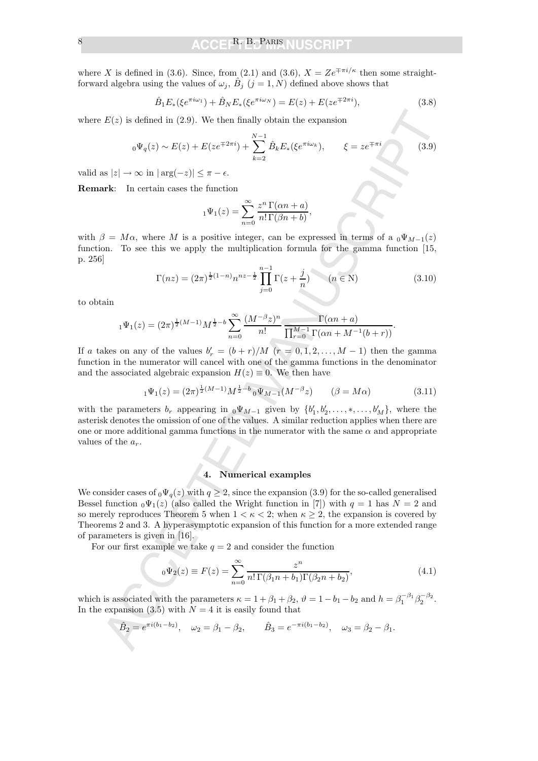where $X$ is defined in (3.6). Since, from (2.1) and (3.6), $X = Ze^{\mp\pi i/\kappa}$ then some straightforward algebra using the values of $\omega_j$, $\hat{B}_j$ $(j = 1, N)$ defined above shows that

$$\hat{B}_1 E_*(\xi e^{\pi i\omega_1}) + \hat{B}_N E_*(\xi e^{\pi i\omega_N}) = E(z) + E(ze^{\mp 2\pi i}), \tag{3.8}$$

where $E(z)$ is defined in (2.9). We then finally obtain the expansion

$${}_0\Psi_q(z) \sim E(z) + E(ze^{\mp 2\pi i}) + \sum_{k=2}^{N-1} \hat{B}_k E_*(\xi e^{\pi i\omega_k}), \qquad \xi = ze^{\mp\pi i} \tag{3.9}$$

valid as $|z| \to \infty$ in $|\arg(-z)| \leq \pi - \epsilon$.

**Remark**: In certain cases the function

$${}_1\Psi_1(z) = \sum_{n=0}^{\infty} \frac{z^n\, \Gamma(\alpha n + a)}{n!\, \Gamma(\beta n + b)},$$

with $\beta = M\alpha$, where $M$ is a positive integer, can be expressed in terms of a ${}_0\Psi_{M-1}(z)$ function. To see this we apply the multiplication formula for the gamma function [15, p. 256]

$$\Gamma(nz) = (2\pi)^{\frac{1}{2}(1-n)} n^{nz-\frac{1}{2}} \prod_{j=0}^{n-1} \Gamma(z + \frac{j}{n}) \qquad (n \in \mathrm{N}) \tag{3.10}$$

to obtain

$${}_1\Psi_1(z) = (2\pi)^{\frac{1}{2}(M-1)} M^{\frac{1}{2}-b} \sum_{n=0}^{\infty} \frac{(M^{-\beta}z)^n}{n!} \frac{\Gamma(\alpha n + a)}{\prod_{r=0}^{M-1} \Gamma(\alpha n + M^{-1}(b+r))}.$$

If $a$ takes on any of the values $b_r' = (b+r)/M$ $(r = 0, 1, 2, \ldots, M-1)$ then the gamma function in the numerator will cancel with one of the gamma functions in the denominator and the associated algebraic expansion $H(z) \equiv 0$. We then have

$${}_1\Psi_1(z) = (2\pi)^{\frac{1}{2}(M-1)} M^{\frac{1}{2}-b}\, {}_0\Psi_{M-1}(M^{-\beta}z) \qquad (\beta = M\alpha) \tag{3.11}$$

with the parameters $b_r$ appearing in ${}_0\Psi_{M-1}$ given by $\{b_1', b_2', \ldots, *, \ldots, b_M'\}$, where the asterisk denotes the omission of one of the values. A similar reduction applies when there are one or more additional gamma functions in the numerator with the same $\alpha$ and appropriate values of the $a_r$.

## 4. Numerical examples

We consider cases of ${}_0\Psi_q(z)$ with $q \geq 2$, since the expansion (3.9) for the so-called generalised Bessel function ${}_0\Psi_1(z)$ (also called the Wright function in [7]) with $q = 1$ has $N = 2$ and so merely reproduces Theorem 5 when $1 < \kappa < 2$; when $\kappa \geq 2$, the expansion is covered by Theorems 2 and 3. A hyperasymptotic expansion of this function for a more extended range of parameters is given in [16].

For our first example we take $q = 2$ and consider the function

$${}_0\Psi_2(z) \equiv F(z) = \sum_{n=0}^{\infty} \frac{z^n}{n!\, \Gamma(\beta_1 n + b_1)\Gamma(\beta_2 n + b_2)}, \tag{4.1}$$

which is associated with the parameters $\kappa = 1 + \beta_1 + \beta_2$, $\vartheta = 1 - b_1 - b_2$ and $h = \beta_1^{-\beta_1}\beta_2^{-\beta_2}$. In the expansion (3.5) with $N = 4$ it is easily found that

$$\hat{B}_2 = e^{\pi i(b_1 - b_2)}, \quad \omega_2 = \beta_1 - \beta_2, \qquad \hat{B}_3 = e^{-\pi i(b_1 - b_2)}, \quad \omega_3 = \beta_2 - \beta_1.$$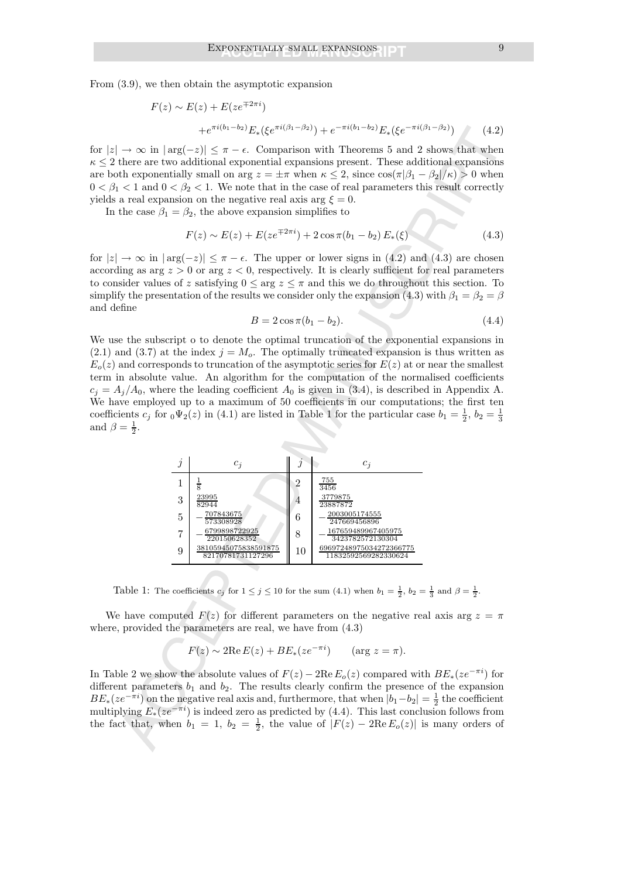From (3.9), we then obtain the asymptotic expansion

$$F(z) \sim E(z) + E(ze^{\mp 2\pi i})$$
$$+ e^{\pi i(b_1-b_2)} E_*(\xi e^{\pi i(\beta_1-\beta_2)}) + e^{-\pi i(b_1-b_2)} E_*(\xi e^{-\pi i(\beta_1-\beta_2)}) \qquad (4.2)$$

for $|z| \to \infty$ in $|\arg(-z)| \le \pi - \epsilon$. Comparison with Theorems 5 and 2 shows that when $\kappa \le 2$ there are two additional exponential expansions present. These additional expansions are both exponentially small on $\arg z = \pm\pi$ when $\kappa \le 2$, since $\cos(\pi|\beta_1 - \beta_2|/\kappa) > 0$ when $0 < \beta_1 < 1$ and $0 < \beta_2 < 1$. We note that in the case of real parameters this result correctly yields a real expansion on the negative real axis $\arg \xi = 0$.

In the case $\beta_1 = \beta_2$, the above expansion simplifies to

$$F(z) \sim E(z) + E(ze^{\mp 2\pi i}) + 2\cos\pi(b_1 - b_2)\, E_*(\xi) \qquad (4.3)$$

for $|z| \to \infty$ in $|\arg(-z)| \le \pi - \epsilon$. The upper or lower signs in (4.2) and (4.3) are chosen according as $\arg z > 0$ or $\arg z < 0$, respectively. It is clearly sufficient for real parameters to consider values of $z$ satisfying $0 \le \arg z \le \pi$ and this we do throughout this section. To simplify the presentation of the results we consider only the expansion (4.3) with $\beta_1 = \beta_2 = \beta$ and define

$$B = 2\cos\pi(b_1 - b_2). \qquad (4.4)$$

We use the subscript o to denote the optimal truncation of the exponential expansions in (2.1) and (3.7) at the index $j = M_o$. The optimally truncated expansion is thus written as $E_o(z)$ and corresponds to truncation of the asymptotic series for $E(z)$ at or near the smallest term in absolute value. An algorithm for the computation of the normalised coefficients $c_j = A_j/A_0$, where the leading coefficient $A_0$ is given in (3.4), is described in Appendix A. We have employed up to a maximum of 50 coefficients in our computations; the first ten coefficients $c_j$ for ${}_0\Psi_2(z)$ in (4.1) are listed in Table 1 for the particular case $b_1 = \frac{1}{2}$, $b_2 = \frac{1}{3}$ and $\beta = \frac{1}{2}$.

| $j$ | $c_j$ | $j$ | $c_j$ |
|---|---|---|---|
| 1 | $\frac{1}{8}$ | 2 | $\frac{755}{3456}$ |
| 3 | $\frac{23995}{82944}$ | 4 | $\frac{3779875}{23887872}$ |
| 5 | $-\frac{707843675}{573308928}$ | 6 | $-\frac{2003005174555}{247669456896}$ |
| 7 | $-\frac{6799898722925}{220150628352}$ | 8 | $-\frac{167659489967405975}{3423782572130304}$ |
| 9 | $\frac{381059450758385918 75}{82170781731127296}$ | 10 | $\frac{6969724897503427236677 5}{11832592569282330624}$ |

Table 1: The coefficients $c_j$ for $1 \le j \le 10$ for the sum (4.1) when $b_1 = \frac{1}{2}$, $b_2 = \frac{1}{3}$ and $\beta = \frac{1}{2}$.

We have computed $F(z)$ for different parameters on the negative real axis $\arg z = \pi$ where, provided the parameters are real, we have from (4.3)

$$F(z) \sim 2\mathrm{Re}\, E(z) + BE_*(ze^{-\pi i}) \qquad (\arg z = \pi).$$

In Table 2 we show the absolute values of $F(z) - 2\mathrm{Re}\, E_o(z)$ compared with $BE_*(ze^{-\pi i})$ for different parameters $b_1$ and $b_2$. The results clearly confirm the presence of the expansion $BE_*(ze^{-\pi i})$ on the negative real axis and, furthermore, that when $|b_1 - b_2| = \frac{1}{2}$ the coefficient multiplying $E_*(ze^{-\pi i})$ is indeed zero as predicted by (4.4). This last conclusion follows from the fact that, when $b_1 = 1$, $b_2 = \frac{1}{2}$, the value of $|F(z) - 2\mathrm{Re}\, E_o(z)|$ is many orders of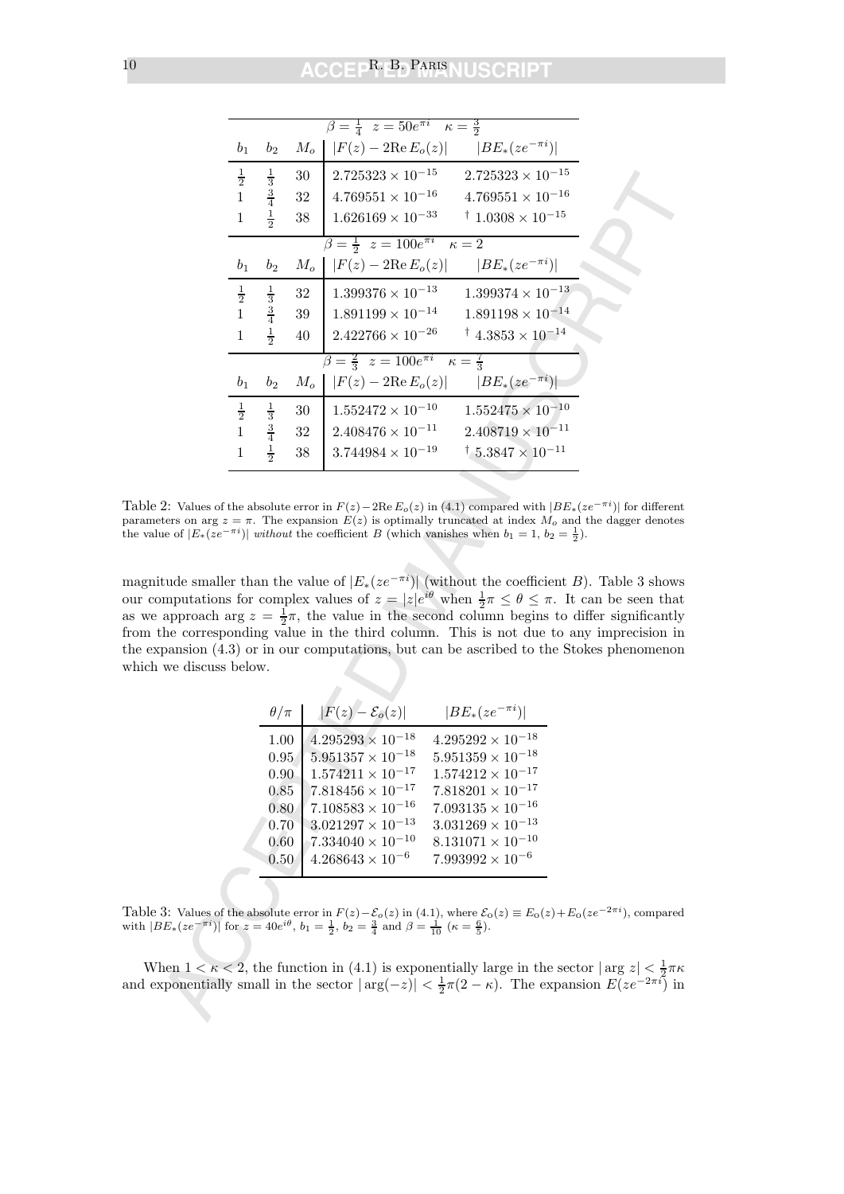| $b_1$ | $b_2$ | $M_o$ | $\lvert F(z) - 2\mathrm{Re}\, E_o(z)\rvert$ | $\lvert BE_*(ze^{-\pi i})\rvert$ |
|---|---|---|---|---|
| | | | $\beta = \frac{1}{4}$ $z = 50e^{\pi i}$ $\kappa = \frac{3}{2}$ | |
| $\frac{1}{2}$ | $\frac{1}{3}$ | 30 | $2.725323 \times 10^{-15}$ | $2.725323 \times 10^{-15}$ |
| 1 | $\frac{3}{4}$ | 32 | $4.769551 \times 10^{-16}$ | $4.769551 \times 10^{-16}$ |
| 1 | $\frac{1}{2}$ | 38 | $1.626169 \times 10^{-33}$ | $^\dagger\ 1.0308 \times 10^{-15}$ |
| | | | $\beta = \frac{1}{2}$ $z = 100e^{\pi i}$ $\kappa = 2$ | |
| $\frac{1}{2}$ | $\frac{1}{3}$ | 32 | $1.399376 \times 10^{-13}$ | $1.399374 \times 10^{-13}$ |
| 1 | $\frac{3}{4}$ | 39 | $1.891199 \times 10^{-14}$ | $1.891198 \times 10^{-14}$ |
| 1 | $\frac{1}{2}$ | 40 | $2.422766 \times 10^{-26}$ | $^\dagger\ 4.3853 \times 10^{-14}$ |
| | | | $\beta = \frac{2}{3}$ $z = 100e^{\pi i}$ $\kappa = \frac{7}{3}$ | |
| $\frac{1}{2}$ | $\frac{1}{3}$ | 30 | $1.552472 \times 10^{-10}$ | $1.552475 \times 10^{-10}$ |
| 1 | $\frac{3}{4}$ | 32 | $2.408476 \times 10^{-11}$ | $2.408719 \times 10^{-11}$ |
| 1 | $\frac{1}{2}$ | 38 | $3.744984 \times 10^{-19}$ | $^\dagger\ 5.3847 \times 10^{-11}$ |

Table 2: Values of the absolute error in $F(z) - 2\mathrm{Re}\, E_o(z)$ in (4.1) compared with $|BE_*(ze^{-\pi i})|$ for different parameters on $\arg z = \pi$. The expansion $E(z)$ is optimally truncated at index $M_o$ and the dagger denotes the value of $|E_*(ze^{-\pi i})|$ *without* the coefficient $B$ (which vanishes when $b_1 = 1$, $b_2 = \frac{1}{2}$).

magnitude smaller than the value of $|E_*(ze^{-\pi i})|$ (without the coefficient $B$). Table 3 shows our computations for complex values of $z = |z|e^{i\theta}$ when $\frac{1}{2}\pi \leq \theta \leq \pi$. It can be seen that as we approach $\arg z = \frac{1}{2}\pi$, the value in the second column begins to differ significantly from the corresponding value in the third column. This is not due to any imprecision in the expansion (4.3) or in our computations, but can be ascribed to the Stokes phenomenon which we discuss below.

| $\theta/\pi$ | $\lvert F(z) - \mathcal{E}_o(z)\rvert$ | $\lvert BE_*(ze^{-\pi i})\rvert$ |
|---|---|---|
| 1.00 | $4.295293 \times 10^{-18}$ | $4.295292 \times 10^{-18}$ |
| 0.95 | $5.951357 \times 10^{-18}$ | $5.951359 \times 10^{-18}$ |
| 0.90 | $1.574211 \times 10^{-17}$ | $1.574212 \times 10^{-17}$ |
| 0.85 | $7.818456 \times 10^{-17}$ | $7.818201 \times 10^{-17}$ |
| 0.80 | $7.108583 \times 10^{-16}$ | $7.093135 \times 10^{-16}$ |
| 0.70 | $3.021297 \times 10^{-13}$ | $3.031269 \times 10^{-13}$ |
| 0.60 | $7.334040 \times 10^{-10}$ | $8.131071 \times 10^{-10}$ |
| 0.50 | $4.268643 \times 10^{-6}$ | $7.993992 \times 10^{-6}$ |

Table 3: Values of the absolute error in $F(z) - \mathcal{E}_o(z)$ in (4.1), where $\mathcal{E}_o(z) \equiv E_o(z) + E_o(ze^{-2\pi i})$, compared with $|BE_*(ze^{-\pi i})|$ for $z = 40e^{i\theta}$, $b_1 = \frac{1}{2}$, $b_2 = \frac{3}{4}$ and $\beta = \frac{1}{10}$ ($\kappa = \frac{6}{5}$).

When $1 < \kappa < 2$, the function in (4.1) is exponentially large in the sector $|\arg z| < \frac{1}{2}\pi\kappa$ and exponentially small in the sector $|\arg(-z)| < \frac{1}{2}\pi(2 - \kappa)$. The expansion $E(ze^{-2\pi i})$ in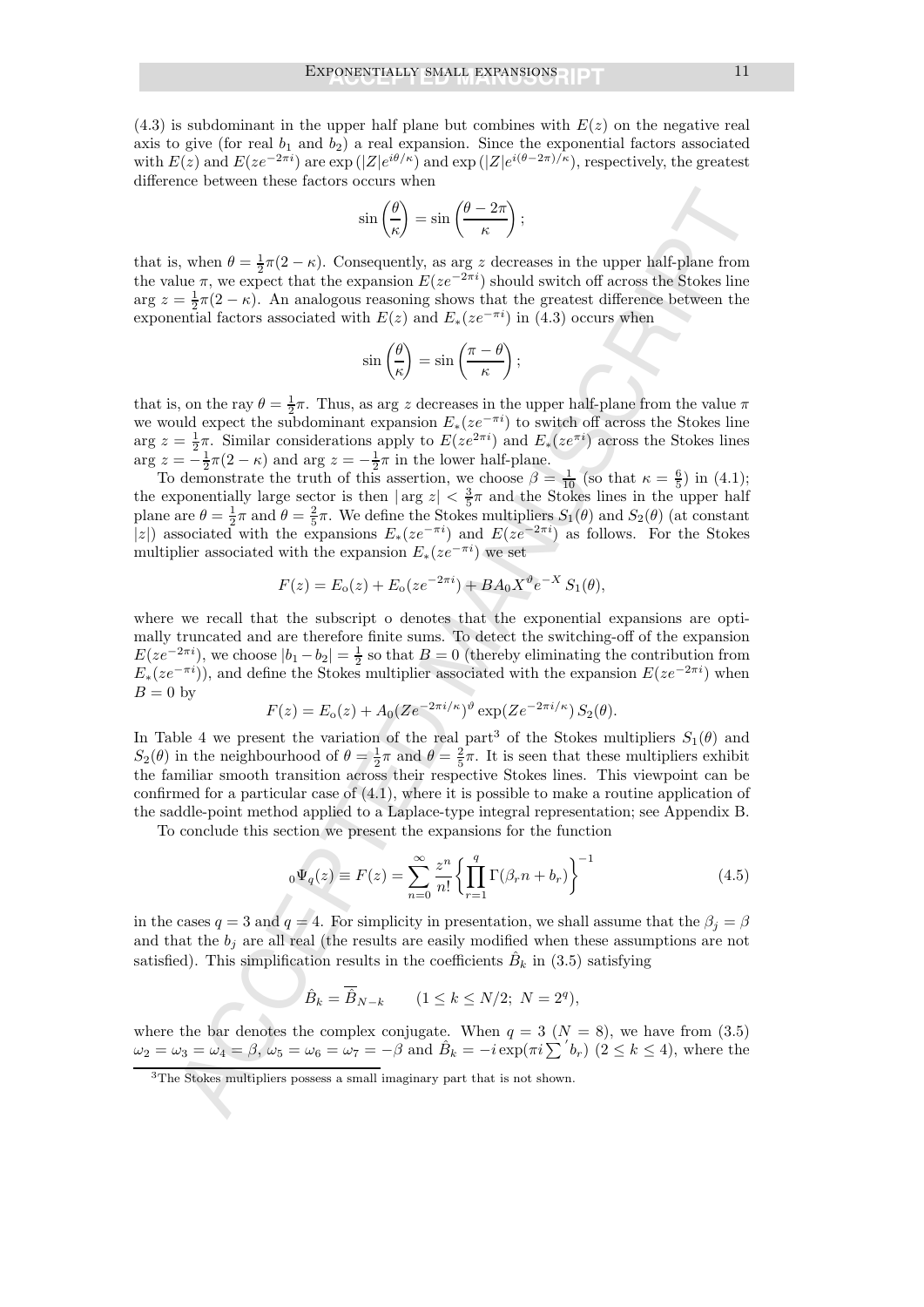(4.3) is subdominant in the upper half plane but combines with $E(z)$ on the negative real axis to give (for real $b_1$ and $b_2$) a real expansion. Since the exponential factors associated with $E(z)$ and $E(ze^{-2\pi i})$ are $\exp(|Z|e^{i\theta/\kappa})$ and $\exp(|Z|e^{i(\theta-2\pi)/\kappa})$, respectively, the greatest difference between these factors occurs when

$$\sin\left(\frac{\theta}{\kappa}\right) = \sin\left(\frac{\theta - 2\pi}{\kappa}\right);$$

that is, when $\theta = \frac{1}{2}\pi(2-\kappa)$. Consequently, as $\arg z$ decreases in the upper half-plane from the value $\pi$, we expect that the expansion $E(ze^{-2\pi i})$ should switch off across the Stokes line $\arg z = \frac{1}{2}\pi(2-\kappa)$. An analogous reasoning shows that the greatest difference between the exponential factors associated with $E(z)$ and $E_*(ze^{-\pi i})$ in (4.3) occurs when

$$\sin\left(\frac{\theta}{\kappa}\right) = \sin\left(\frac{\pi - \theta}{\kappa}\right);$$

that is, on the ray $\theta = \frac{1}{2}\pi$. Thus, as $\arg z$ decreases in the upper half-plane from the value $\pi$ we would expect the subdominant expansion $E_*(ze^{-\pi i})$ to switch off across the Stokes line $\arg z = \frac{1}{2}\pi$. Similar considerations apply to $E(ze^{2\pi i})$ and $E_*(ze^{\pi i})$ across the Stokes lines $\arg z = -\frac{1}{2}\pi(2-\kappa)$ and $\arg z = -\frac{1}{2}\pi$ in the lower half-plane.

To demonstrate the truth of this assertion, we choose $\beta = \frac{1}{10}$ (so that $\kappa = \frac{6}{5}$) in (4.1); the exponentially large sector is then $|\arg z| < \frac{3}{5}\pi$ and the Stokes lines in the upper half plane are $\theta = \frac{1}{2}\pi$ and $\theta = \frac{2}{5}\pi$. We define the Stokes multipliers $S_1(\theta)$ and $S_2(\theta)$ (at constant $|z|$) associated with the expansions $E_*(ze^{-\pi i})$ and $E(ze^{-2\pi i})$ as follows. For the Stokes multiplier associated with the expansion $E_*(ze^{-\pi i})$ we set

$$F(z) = E_{\rm o}(z) + E_{\rm o}(ze^{-2\pi i}) + BA_0X^{\vartheta}e^{-X}\,S_1(\theta),$$

where we recall that the subscript o denotes that the exponential expansions are optimally truncated and are therefore finite sums. To detect the switching-off of the expansion $E(ze^{-2\pi i})$, we choose $|b_1 - b_2| = \frac{1}{2}$ so that $B = 0$ (thereby eliminating the contribution from $E_*(ze^{-\pi i})$), and define the Stokes multiplier associated with the expansion $E(ze^{-2\pi i})$ when $B = 0$ by

$$F(z) = E_{\rm o}(z) + A_0(Ze^{-2\pi i/\kappa})^{\vartheta}\exp(Ze^{-2\pi i/\kappa})\,S_2(\theta).$$

In Table 4 we present the variation of the real part[3] of the Stokes multipliers $S_1(\theta)$ and $S_2(\theta)$ in the neighbourhood of $\theta = \frac{1}{2}\pi$ and $\theta = \frac{2}{5}\pi$. It is seen that these multipliers exhibit the familiar smooth transition across their respective Stokes lines. This viewpoint can be confirmed for a particular case of (4.1), where it is possible to make a routine application of the saddle-point method applied to a Laplace-type integral representation; see Appendix B.

To conclude this section we present the expansions for the function

$${}_0\Psi_q(z) \equiv F(z) = \sum_{n=0}^{\infty}\frac{z^n}{n!}\left\{\prod_{r=1}^{q}\Gamma(\beta_r n + b_r)\right\}^{-1} \tag{4.5}$$

in the cases $q = 3$ and $q = 4$. For simplicity in presentation, we shall assume that the $\beta_j = \beta$ and that the $b_j$ are all real (the results are easily modified when these assumptions are not satisfied). This simplification results in the coefficients $\hat{B}_k$ in (3.5) satisfying

$$\hat{B}_k = \overline{\hat{B}}_{N-k} \qquad (1 \le k \le N/2;\ N = 2^q),$$

where the bar denotes the complex conjugate. When $q = 3$ ($N = 8$), we have from (3.5) $\omega_2 = \omega_3 = \omega_4 = \beta$, $\omega_5 = \omega_6 = \omega_7 = -\beta$ and $\hat{B}_k = -i\exp(\pi i{\sum}' b_r)$ $(2 \le k \le 4)$, where the

[3]The Stokes multipliers possess a small imaginary part that is not shown.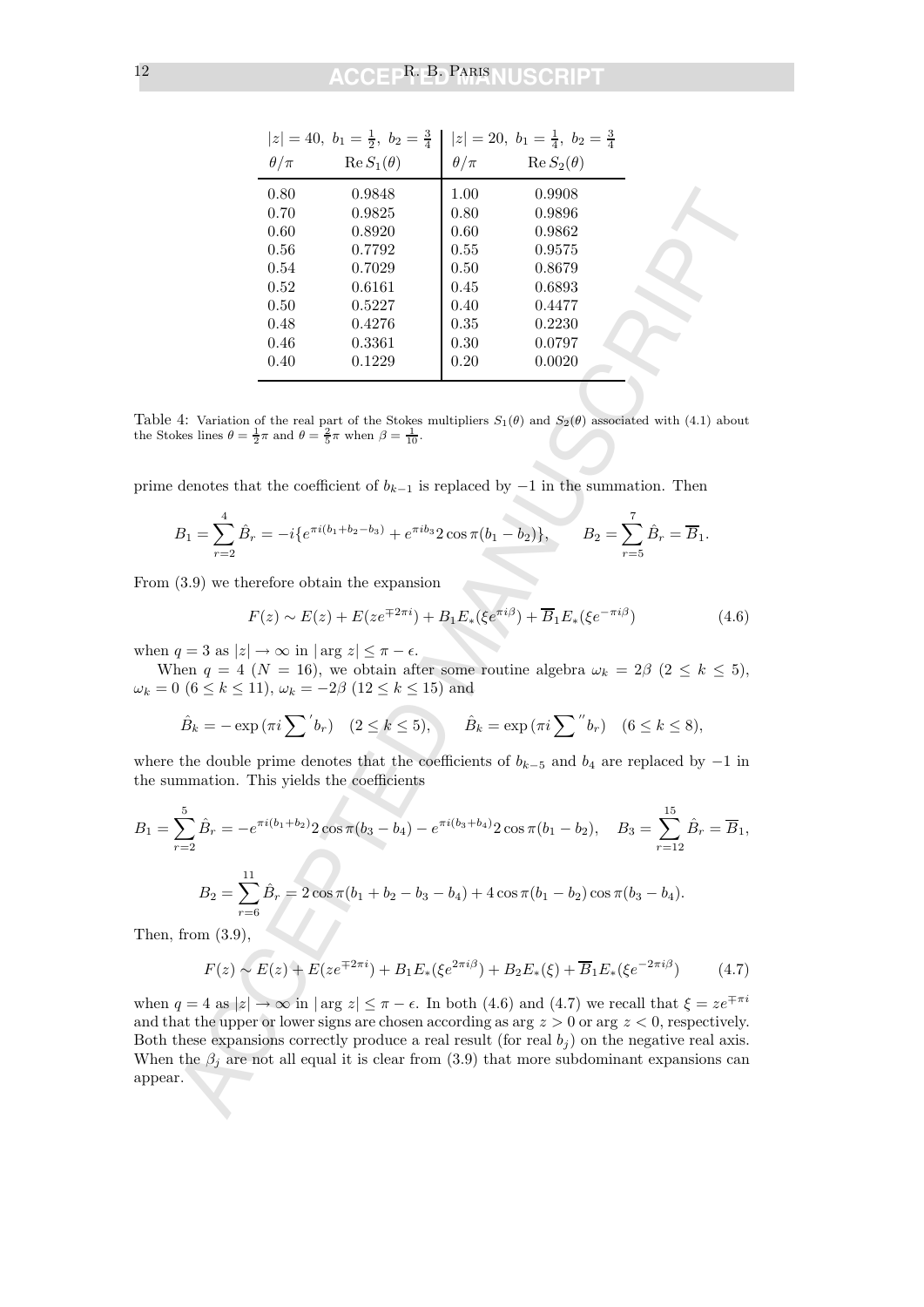| $\lvert z\rvert=40,\ b_1=\frac{1}{2},\ b_2=\frac{3}{4}$ | | $\lvert z\rvert=20,\ b_1=\frac{1}{4},\ b_2=\frac{3}{4}$ | |
|---|---|---|---|
| $\theta/\pi$ | $\mathrm{Re}\, S_1(\theta)$ | $\theta/\pi$ | $\mathrm{Re}\, S_2(\theta)$ |
| 0.80 | 0.9848 | 1.00 | 0.9908 |
| 0.70 | 0.9825 | 0.80 | 0.9896 |
| 0.60 | 0.8920 | 0.60 | 0.9862 |
| 0.56 | 0.7792 | 0.55 | 0.9575 |
| 0.54 | 0.7029 | 0.50 | 0.8679 |
| 0.52 | 0.6161 | 0.45 | 0.6893 |
| 0.50 | 0.5227 | 0.40 | 0.4477 |
| 0.48 | 0.4276 | 0.35 | 0.2230 |
| 0.46 | 0.3361 | 0.30 | 0.0797 |
| 0.40 | 0.1229 | 0.20 | 0.0020 |

Table 4: Variation of the real part of the Stokes multipliers $S_1(\theta)$ and $S_2(\theta)$ associated with (4.1) about the Stokes lines $\theta=\frac{1}{2}\pi$ and $\theta=\frac{2}{5}\pi$ when $\beta=\frac{1}{10}$.

prime denotes that the coefficient of $b_{k-1}$ is replaced by $-1$ in the summation. Then

$$B_1=\sum_{r=2}^4 \hat{B}_r=-i\{e^{\pi i(b_1+b_2-b_3)}+e^{\pi i b_3}2\cos\pi(b_1-b_2)\},\qquad B_2=\sum_{r=5}^7 \hat{B}_r=\overline{B}_1.$$

From (3.9) we therefore obtain the expansion

$$F(z)\sim E(z)+E(ze^{\mp 2\pi i})+B_1E_*(\xi e^{\pi i\beta})+\overline{B}_1E_*(\xi e^{-\pi i\beta}) \tag{4.6}$$

when $q=3$ as $|z|\to\infty$ in $|\arg z|\leq\pi-\epsilon$.

When $q=4$ ($N=16$), we obtain after some routine algebra $\omega_k=2\beta$ ($2\leq k\leq 5$), $\omega_k=0$ ($6\leq k\leq 11$), $\omega_k=-2\beta$ ($12\leq k\leq 15$) and

$$\hat{B}_k=-\exp\big(\pi i{\sum}'b_r\big)\quad(2\leq k\leq 5),\qquad \hat{B}_k=\exp\big(\pi i{\sum}''b_r\big)\quad(6\leq k\leq 8),$$

where the double prime denotes that the coefficients of $b_{k-5}$ and $b_4$ are replaced by $-1$ in the summation. This yields the coefficients

$$B_1=\sum_{r=2}^5 \hat{B}_r=-e^{\pi i(b_1+b_2)}2\cos\pi(b_3-b_4)-e^{\pi i(b_3+b_4)}2\cos\pi(b_1-b_2),\quad B_3=\sum_{r=12}^{15}\hat{B}_r=\overline{B}_1,$$

$$B_2=\sum_{r=6}^{11}\hat{B}_r=2\cos\pi(b_1+b_2-b_3-b_4)+4\cos\pi(b_1-b_2)\cos\pi(b_3-b_4).$$

Then, from (3.9),

$$F(z)\sim E(z)+E(ze^{\mp 2\pi i})+B_1E_*(\xi e^{2\pi i\beta})+B_2E_*(\xi)+\overline{B}_1E_*(\xi e^{-2\pi i\beta}) \tag{4.7}$$

when $q=4$ as $|z|\to\infty$ in $|\arg z|\leq\pi-\epsilon$. In both (4.6) and (4.7) we recall that $\xi=ze^{\mp\pi i}$ and that the upper or lower signs are chosen according as $\arg z>0$ or $\arg z<0$, respectively. Both these expansions correctly produce a real result (for real $b_j$) on the negative real axis. When the $\beta_j$ are not all equal it is clear from (3.9) that more subdominant expansions can appear.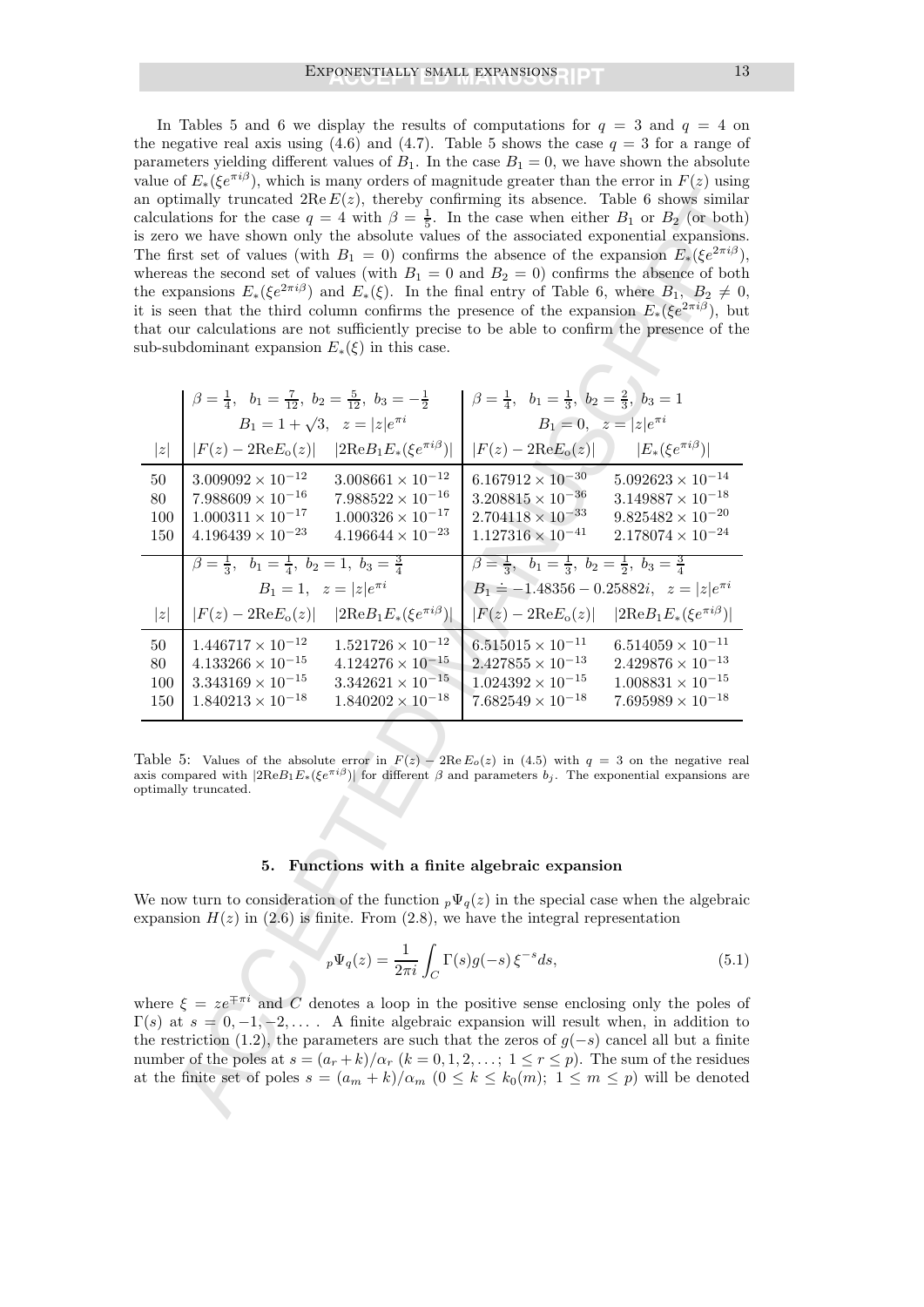In Tables 5 and 6 we display the results of computations for $q = 3$ and $q = 4$ on the negative real axis using (4.6) and (4.7). Table 5 shows the case $q = 3$ for a range of parameters yielding different values of $B_1$. In the case $B_1 = 0$, we have shown the absolute value of $E_*(\xi e^{\pi i\beta})$, which is many orders of magnitude greater than the error in $F(z)$ using an optimally truncated $2\mathrm{Re}\,E(z)$, thereby confirming its absence. Table 6 shows similar calculations for the case $q = 4$ with $\beta = \frac{1}{5}$. In the case when either $B_1$ or $B_2$ (or both) is zero we have shown only the absolute values of the associated exponential expansions. The first set of values (with $B_1 = 0$) confirms the absence of the expansion $E_*(\xi e^{2\pi i\beta})$, whereas the second set of values (with $B_1 = 0$ and $B_2 = 0$) confirms the absence of both the expansions $E_*(\xi e^{2\pi i\beta})$ and $E_*(\xi)$. In the final entry of Table 6, where $B_1$, $B_2 \neq 0$, it is seen that the third column confirms the presence of the expansion $E_*(\xi e^{2\pi i\beta})$, but that our calculations are not sufficiently precise to be able to confirm the presence of the sub-subdominant expansion $E_*(\xi)$ in this case.

| | $\beta=\frac{1}{4},\ b_1=\frac{7}{12},\ b_2=\frac{5}{12},\ b_3=-\frac{1}{2}$; $B_1=1+\sqrt{3},\ z=\lvert z\rvert e^{\pi i}$ | | $\beta=\frac{1}{4},\ b_1=\frac{1}{3},\ b_2=\frac{2}{3},\ b_3=1$; $B_1=0,\ z=\lvert z\rvert e^{\pi i}$ | |
|---|---|---|---|---|
| $\lvert z\rvert$ | $\lvert F(z)-2\mathrm{Re}E_o(z)\rvert$ | $\lvert 2\mathrm{Re}B_1E_*(\xi e^{\pi i\beta})\rvert$ | $\lvert F(z)-2\mathrm{Re}E_o(z)\rvert$ | $\lvert E_*(\xi e^{\pi i\beta})\rvert$ |
| 50 | $3.009092\times10^{-12}$ | $3.008661\times10^{-12}$ | $6.167912\times10^{-30}$ | $5.092623\times10^{-14}$ |
| 80 | $7.988609\times10^{-16}$ | $7.988522\times10^{-16}$ | $3.208815\times10^{-36}$ | $3.149887\times10^{-18}$ |
| 100 | $1.000311\times10^{-17}$ | $1.000326\times10^{-17}$ | $2.704118\times10^{-33}$ | $9.825482\times10^{-20}$ |
| 150 | $4.196439\times10^{-23}$ | $4.196644\times10^{-23}$ | $1.127316\times10^{-41}$ | $2.178074\times10^{-24}$ |
| | $\beta=\frac{1}{3},\ b_1=\frac{1}{4},\ b_2=1,\ b_3=\frac{3}{4}$; $B_1=1,\ z=\lvert z\rvert e^{\pi i}$ | | $\beta=\frac{1}{3},\ b_1=\frac{1}{3},\ b_2=\frac{1}{2},\ b_3=\frac{3}{4}$; $B_1\doteq-1.48356-0.25882i,\ z=\lvert z\rvert e^{\pi i}$ | |
| $\lvert z\rvert$ | $\lvert F(z)-2\mathrm{Re}E_o(z)\rvert$ | $\lvert 2\mathrm{Re}B_1E_*(\xi e^{\pi i\beta})\rvert$ | $\lvert F(z)-2\mathrm{Re}E_o(z)\rvert$ | $\lvert 2\mathrm{Re}B_1E_*(\xi e^{\pi i\beta})\rvert$ |
| 50 | $1.446717\times10^{-12}$ | $1.521726\times10^{-12}$ | $6.515015\times10^{-11}$ | $6.514059\times10^{-11}$ |
| 80 | $4.133266\times10^{-15}$ | $4.124276\times10^{-15}$ | $2.427855\times10^{-13}$ | $2.429876\times10^{-13}$ |
| 100 | $3.343169\times10^{-15}$ | $3.342621\times10^{-15}$ | $1.024392\times10^{-15}$ | $1.008831\times10^{-15}$ |
| 150 | $1.840213\times10^{-18}$ | $1.840202\times10^{-18}$ | $7.682549\times10^{-18}$ | $7.695989\times10^{-18}$ |

Table 5: Values of the absolute error in $F(z) - 2\mathrm{Re}\,E_o(z)$ in (4.5) with $q = 3$ on the negative real axis compared with $\lvert 2\mathrm{Re}B_1E_*(\xi e^{\pi i\beta})\rvert$ for different $\beta$ and parameters $b_j$. The exponential expansions are optimally truncated.

## 5. Functions with a finite algebraic expansion

We now turn to consideration of the function ${}_p\Psi_q(z)$ in the special case when the algebraic expansion $H(z)$ in (2.6) is finite. From (2.8), we have the integral representation

$$
{}_p\Psi_q(z) = \frac{1}{2\pi i}\int_C \Gamma(s)g(-s)\,\xi^{-s}ds, \tag{5.1}
$$

where $\xi = ze^{\mp\pi i}$ and $C$ denotes a loop in the positive sense enclosing only the poles of $\Gamma(s)$ at $s = 0, -1, -2, \ldots$ . A finite algebraic expansion will result when, in addition to the restriction (1.2), the parameters are such that the zeros of $g(-s)$ cancel all but a finite number of the poles at $s = (a_r + k)/\alpha_r$ $(k = 0, 1, 2, \ldots;\ 1 \leq r \leq p)$. The sum of the residues at the finite set of poles $s = (a_m + k)/\alpha_m$ $(0 \leq k \leq k_0(m);\ 1 \leq m \leq p)$ will be denoted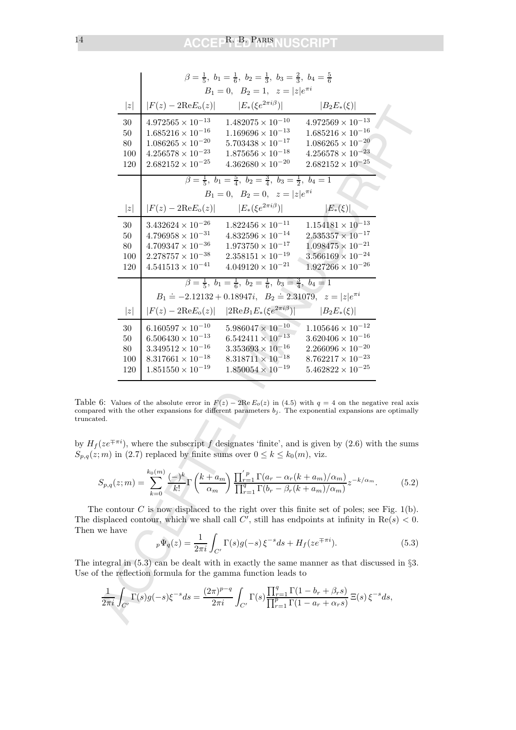| | $\beta=\frac{1}{5},\ b_1=\frac{1}{6},\ b_2=\frac{1}{3},\ b_3=\frac{2}{3},\ b_4=\frac{5}{6}$ | | |
|---|---|---|---|
| | $B_1=0,\quad B_2=1,\quad z=\lvert z\rvert e^{\pi i}$ | | |
| $\lvert z\rvert$ | $\lvert F(z)-2\mathrm{Re}E_o(z)\rvert$ | $\lvert E_*(\xi e^{2\pi i\beta})\rvert$ | $\lvert B_2E_*(\xi)\rvert$ |
| 30 | $4.972565\times 10^{-13}$ | $1.482075\times 10^{-10}$ | $4.972569\times 10^{-13}$ |
| 50 | $1.685216\times 10^{-16}$ | $1.169696\times 10^{-13}$ | $1.685216\times 10^{-16}$ |
| 80 | $1.086265\times 10^{-20}$ | $5.703438\times 10^{-17}$ | $1.086265\times 10^{-20}$ |
| 100 | $4.256578\times 10^{-23}$ | $1.875656\times 10^{-18}$ | $4.256578\times 10^{-23}$ |
| 120 | $2.682152\times 10^{-25}$ | $4.362680\times 10^{-20}$ | $2.682152\times 10^{-25}$ |
| | $\beta=\frac{1}{5},\ b_1=\frac{5}{4},\ b_2=\frac{3}{4},\ b_3=\frac{1}{2},\ b_4=1$ | | |
| | $B_1=0,\quad B_2=0,\quad z=\lvert z\rvert e^{\pi i}$ | | |
| $\lvert z\rvert$ | $\lvert F(z)-2\mathrm{Re}E_o(z)\rvert$ | $\lvert E_*(\xi e^{2\pi i\beta})\rvert$ | $\lvert E_*(\xi)\rvert$ |
| 30 | $3.432624\times 10^{-26}$ | $1.822456\times 10^{-11}$ | $1.154181\times 10^{-13}$ |
| 50 | $4.796958\times 10^{-31}$ | $4.832596\times 10^{-14}$ | $2.535357\times 10^{-17}$ |
| 80 | $4.709347\times 10^{-36}$ | $1.973750\times 10^{-17}$ | $1.098475\times 10^{-21}$ |
| 100 | $2.278757\times 10^{-38}$ | $2.358151\times 10^{-19}$ | $3.566169\times 10^{-24}$ |
| 120 | $4.541513\times 10^{-41}$ | $4.049120\times 10^{-21}$ | $1.927266\times 10^{-26}$ |
| | $\beta=\frac{1}{5},\ b_1=\frac{1}{4},\ b_2=\frac{1}{6},\ b_3=\frac{3}{4},\ b_4=1$ | | |
| | $B_1\doteq -2.12132+0.18947i,\quad B_2\doteq 2.31079,\quad z=\lvert z\rvert e^{\pi i}$ | | |
| $\lvert z\rvert$ | $\lvert F(z)-2\mathrm{Re}E_o(z)\rvert$ | $\lvert 2\mathrm{Re}B_1E_*(\xi e^{2\pi i\beta})\rvert$ | $\lvert B_2E_*(\xi)\rvert$ |
| 30 | $6.160597\times 10^{-10}$ | $5.986047\times 10^{-10}$ | $1.105646\times 10^{-12}$ |
| 50 | $6.506430\times 10^{-13}$ | $6.542411\times 10^{-13}$ | $3.620406\times 10^{-16}$ |
| 80 | $3.349512\times 10^{-16}$ | $3.353693\times 10^{-16}$ | $2.266096\times 10^{-20}$ |
| 100 | $8.317661\times 10^{-18}$ | $8.318711\times 10^{-18}$ | $8.762217\times 10^{-23}$ |
| 120 | $1.851550\times 10^{-19}$ | $1.850054\times 10^{-19}$ | $5.462822\times 10^{-25}$ |

Table 6: Values of the absolute error in $F(z)-2\mathrm{Re}\,E_o(z)$ in (4.5) with $q=4$ on the negative real axis compared with the other expansions for different parameters $b_j$. The exponential expansions are optimally truncated.

by $H_f(ze^{\mp\pi i})$, where the subscript $f$ designates 'finite', and is given by (2.6) with the sums $S_{p,q}(z;m)$ in (2.7) replaced by finite sums over $0\leq k\leq k_0(m)$, viz.

$$S_{p,q}(z;m)=\sum_{k=0}^{k_0(m)}\frac{(-)^k}{k!}\Gamma\left(\frac{k+a_m}{\alpha_m}\right)\frac{\prod_{r=1}^{'p}\Gamma(a_r-\alpha_r(k+a_m)/\alpha_m)}{\prod_{r=1}^{q}\Gamma(b_r-\beta_r(k+a_m)/\alpha_m)}z^{-k/\alpha_m}. \tag{5.2}$$

The contour $C$ is now displaced to the right over this finite set of poles; see Fig. 1(b). The displaced contour, which we shall call $C'$, still has endpoints at infinity in $\mathrm{Re}(s)<0$. Then we have

$${}_p\Psi_q(z)=\frac{1}{2\pi i}\int_{C'}\Gamma(s)g(-s)\,\xi^{-s}ds+H_f(ze^{\mp\pi i}). \tag{5.3}$$

The integral in (5.3) can be dealt with in exactly the same manner as that discussed in §3. Use of the reflection formula for the gamma function leads to

$$\frac{1}{2\pi i}\int_{C'}\Gamma(s)g(-s)\xi^{-s}ds=\frac{(2\pi)^{p-q}}{2\pi i}\int_{C'}\Gamma(s)\frac{\prod_{r=1}^{q}\Gamma(1-b_r+\beta_r s)}{\prod_{r=1}^{p}\Gamma(1-a_r+\alpha_r s)}\,\Xi(s)\,\xi^{-s}ds,$$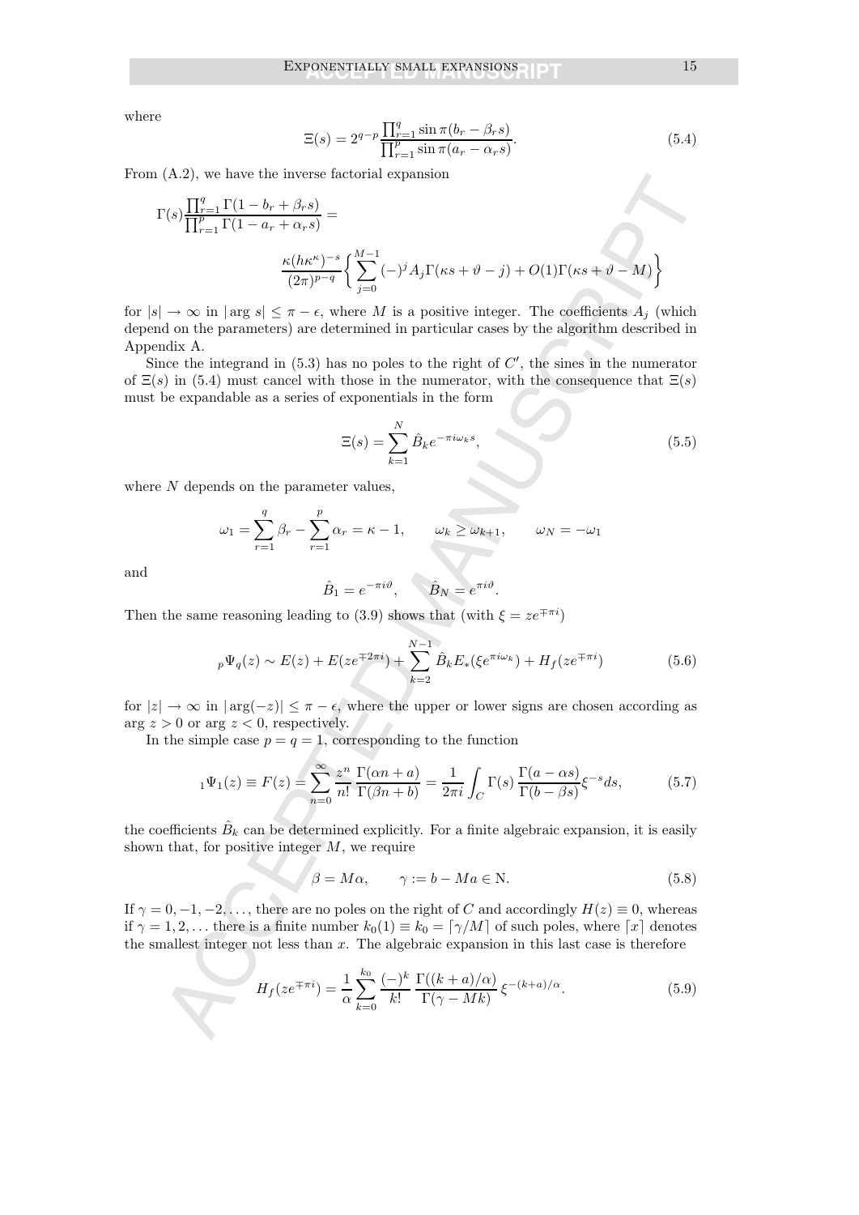where

$$\Xi(s) = 2^{q-p} \frac{\prod_{r=1}^{q} \sin \pi(b_r - \beta_r s)}{\prod_{r=1}^{p} \sin \pi(a_r - \alpha_r s)}. \tag{5.4}$$

From (A.2), we have the inverse factorial expansion

$$\Gamma(s) \frac{\prod_{r=1}^{q} \Gamma(1 - b_r + \beta_r s)}{\prod_{r=1}^{p} \Gamma(1 - a_r + \alpha_r s)} = \frac{\kappa (h\kappa^\kappa)^{-s}}{(2\pi)^{p-q}} \left\{ \sum_{j=0}^{M-1} (-)^j A_j \Gamma(\kappa s + \vartheta - j) + O(1) \Gamma(\kappa s + \vartheta - M) \right\}$$

for $|s| \to \infty$ in $|\arg s| \leq \pi - \epsilon$, where $M$ is a positive integer. The coefficients $A_j$ (which depend on the parameters) are determined in particular cases by the algorithm described in Appendix A.

Since the integrand in (5.3) has no poles to the right of $C'$, the sines in the numerator of $\Xi(s)$ in (5.4) must cancel with those in the numerator, with the consequence that $\Xi(s)$ must be expandable as a series of exponentials in the form

$$\Xi(s) = \sum_{k=1}^{N} \hat{B}_k e^{-\pi i \omega_k s}, \tag{5.5}$$

where $N$ depends on the parameter values,

$$\omega_1 = \sum_{r=1}^{q} \beta_r - \sum_{r=1}^{p} \alpha_r = \kappa - 1, \qquad \omega_k \geq \omega_{k+1}, \qquad \omega_N = -\omega_1$$

and

$$\hat{B}_1 = e^{-\pi i \vartheta}, \qquad \hat{B}_N = e^{\pi i \vartheta}.$$

Then the same reasoning leading to (3.9) shows that (with $\xi = z e^{\mp \pi i}$)

$${}_p\Psi_q(z) \sim E(z) + E(z e^{\mp 2\pi i}) + \sum_{k=2}^{N-1} \hat{B}_k E_*(\xi e^{\pi i \omega_k}) + H_f(z e^{\mp \pi i}) \tag{5.6}$$

for $|z| \to \infty$ in $|\arg(-z)| \leq \pi - \epsilon$, where the upper or lower signs are chosen according as $\arg z > 0$ or $\arg z < 0$, respectively.

In the simple case $p = q = 1$, corresponding to the function

$${}_1\Psi_1(z) \equiv F(z) = \sum_{n=0}^{\infty} \frac{z^n}{n!} \frac{\Gamma(\alpha n + a)}{\Gamma(\beta n + b)} = \frac{1}{2\pi i} \int_C \Gamma(s) \frac{\Gamma(a - \alpha s)}{\Gamma(b - \beta s)} \xi^{-s} ds, \tag{5.7}$$

the coefficients $\hat{B}_k$ can be determined explicitly. For a finite algebraic expansion, it is easily shown that, for positive integer $M$, we require

$$\beta = M\alpha, \qquad \gamma := b - Ma \in \mathrm{N}. \tag{5.8}$$

If $\gamma = 0, -1, -2, \ldots$, there are no poles on the right of $C$ and accordingly $H(z) \equiv 0$, whereas if $\gamma = 1, 2, \ldots$ there is a finite number $k_0(1) \equiv k_0 = \lceil \gamma/M \rceil$ of such poles, where $\lceil x \rceil$ denotes the smallest integer not less than $x$. The algebraic expansion in this last case is therefore

$$H_f(z e^{\mp \pi i}) = \frac{1}{\alpha} \sum_{k=0}^{k_0} \frac{(-)^k}{k!} \frac{\Gamma((k+a)/\alpha)}{\Gamma(\gamma - Mk)} \xi^{-(k+a)/\alpha}. \tag{5.9}$$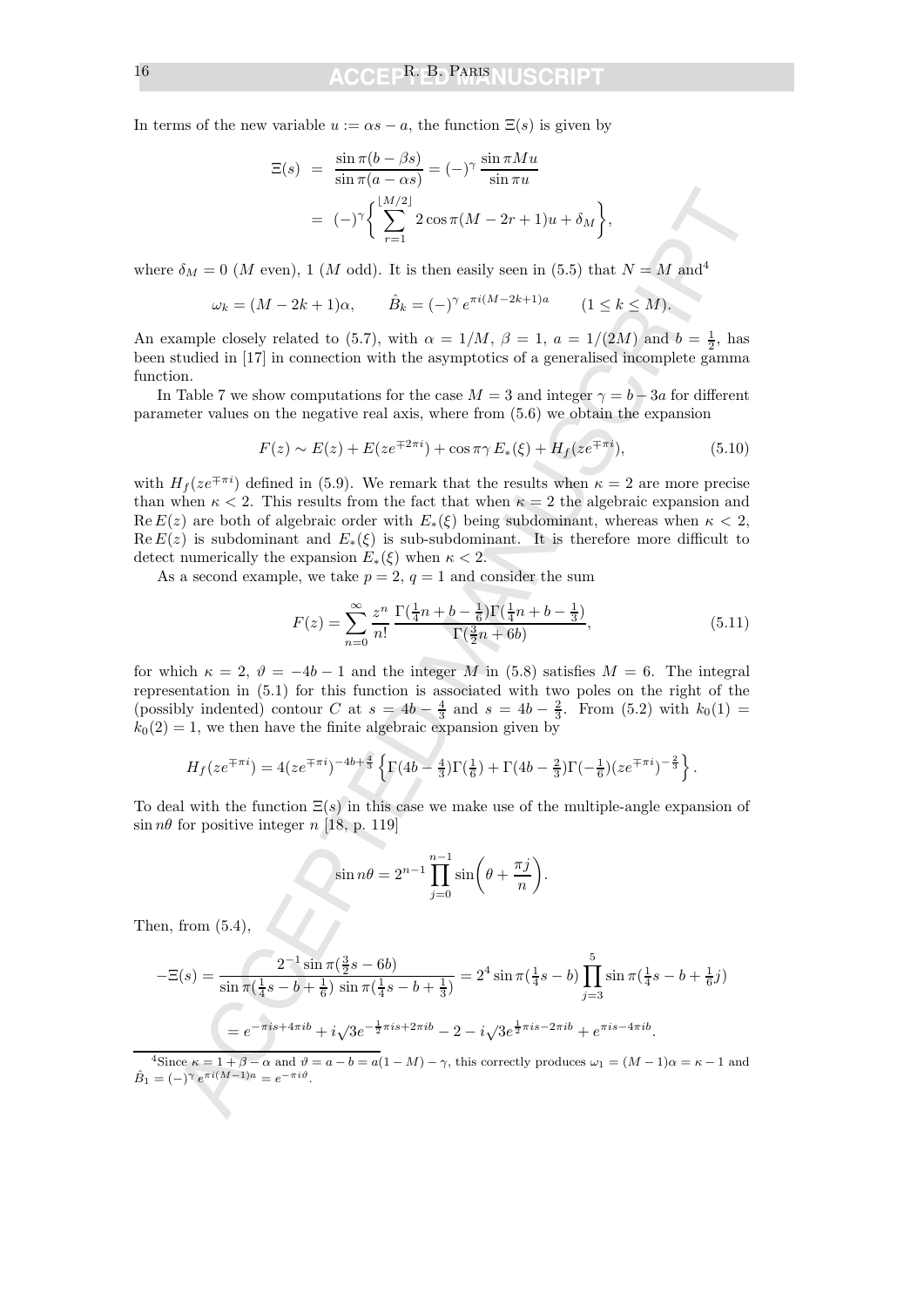In terms of the new variable $u := \alpha s - a$, the function $\Xi(s)$ is given by

$$\Xi(s) = \frac{\sin\pi(b-\beta s)}{\sin\pi(a-\alpha s)} = (-)^\gamma \frac{\sin\pi M u}{\sin\pi u}$$
$$= (-)^\gamma \bigg\{ \sum_{r=1}^{\lfloor M/2\rfloor} 2\cos\pi(M-2r+1)u + \delta_M \bigg\},$$

where $\delta_M = 0$ ($M$ even), 1 ($M$ odd). It is then easily seen in (5.5) that $N = M$ and[4]

$$\omega_k = (M-2k+1)\alpha, \qquad \hat{B}_k = (-)^\gamma\, e^{\pi i(M-2k+1)a} \qquad (1 \le k \le M).$$

An example closely related to (5.7), with $\alpha = 1/M$, $\beta = 1$, $a = 1/(2M)$ and $b = \frac{1}{2}$, has been studied in [17] in connection with the asymptotics of a generalised incomplete gamma function.

In Table 7 we show computations for the case $M = 3$ and integer $\gamma = b - 3a$ for different parameter values on the negative real axis, where from (5.6) we obtain the expansion

$$F(z) \sim E(z) + E(ze^{\mp 2\pi i}) + \cos\pi\gamma\, E_*(\xi) + H_f(ze^{\mp\pi i}), \tag{5.10}$$

with $H_f(ze^{\mp\pi i})$ defined in (5.9). We remark that the results when $\kappa = 2$ are more precise than when $\kappa < 2$. This results from the fact that when $\kappa = 2$ the algebraic expansion and $\operatorname{Re} E(z)$ are both of algebraic order with $E_*(\xi)$ being subdominant, whereas when $\kappa < 2$, $\operatorname{Re} E(z)$ is subdominant and $E_*(\xi)$ is sub-subdominant. It is therefore more difficult to detect numerically the expansion $E_*(\xi)$ when $\kappa < 2$.

As a second example, we take $p = 2$, $q = 1$ and consider the sum

$$F(z) = \sum_{n=0}^\infty \frac{z^n}{n!}\, \frac{\Gamma(\frac{1}{4}n + b - \frac{1}{6})\Gamma(\frac{1}{4}n + b - \frac{1}{3})}{\Gamma(\frac{3}{2}n + 6b)}, \tag{5.11}$$

for which $\kappa = 2$, $\vartheta = -4b - 1$ and the integer $M$ in (5.8) satisfies $M = 6$. The integral representation in (5.1) for this function is associated with two poles on the right of the (possibly indented) contour $C$ at $s = 4b - \frac{4}{3}$ and $s = 4b - \frac{2}{3}$. From (5.2) with $k_0(1) = k_0(2) = 1$, we then have the finite algebraic expansion given by

$$H_f(ze^{\mp\pi i}) = 4(ze^{\mp\pi i})^{-4b+\frac{4}{3}} \left\{ \Gamma(4b - \tfrac{4}{3})\Gamma(\tfrac{1}{6}) + \Gamma(4b - \tfrac{2}{3})\Gamma(-\tfrac{1}{6})(ze^{\mp\pi i})^{-\frac{2}{3}} \right\}.$$

To deal with the function $\Xi(s)$ in this case we make use of the multiple-angle expansion of $\sin n\theta$ for positive integer $n$ [18, p. 119]

$$\sin n\theta = 2^{n-1} \prod_{j=0}^{n-1} \sin\bigg(\theta + \frac{\pi j}{n}\bigg).$$

Then, from (5.4),

$$-\Xi(s) = \frac{2^{-1}\sin\pi(\frac{3}{2}s - 6b)}{\sin\pi(\frac{1}{4}s - b + \frac{1}{6})\,\sin\pi(\frac{1}{4}s - b + \frac{1}{3})} = 2^4 \sin\pi(\tfrac{1}{4}s - b)\prod_{j=3}^{5} \sin\pi(\tfrac{1}{4}s - b + \tfrac{1}{6}j)$$
$$= e^{-\pi i s + 4\pi i b} + i\sqrt{3}e^{-\frac{1}{2}\pi i s + 2\pi i b} - 2 - i\sqrt{3}e^{\frac{1}{2}\pi i s - 2\pi i b} + e^{\pi i s - 4\pi i b}.$$

[4] Since $\kappa = 1 + \beta - \alpha$ and $\vartheta = a - b = a(1-M) - \gamma$, this correctly produces $\omega_1 = (M-1)\alpha = \kappa - 1$ and $\hat{B}_1 = (-)^\gamma e^{\pi i(M-1)a} = e^{-\pi i\vartheta}$.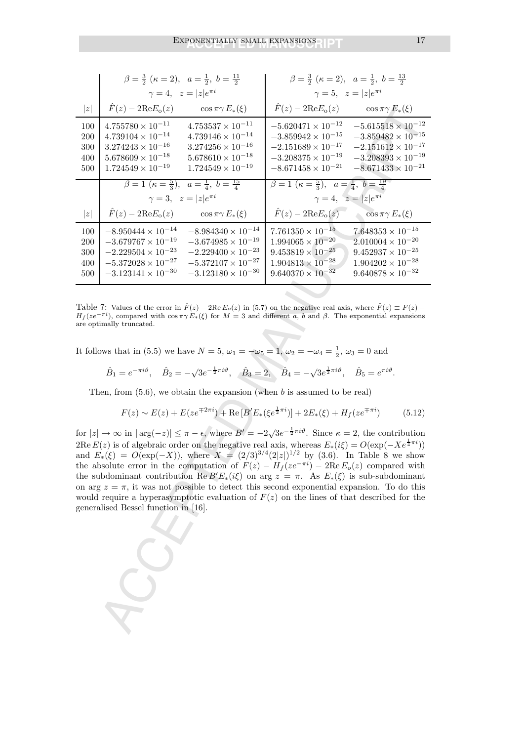| $\|z\|$ | $\beta = \frac{3}{2}$ ($\kappa = 2$), $a = \frac{1}{2}$, $b = \frac{11}{2}$ $\gamma = 4$, $z = \|z\|e^{\pi i}$ | | $\beta = \frac{3}{2}$ ($\kappa = 2$), $a = \frac{1}{2}$, $b = \frac{13}{2}$ $\gamma = 5$, $z = \|z\|e^{\pi i}$ | |
|---|---|---|---|---|
| | $\hat{F}(z) - 2\mathrm{Re}E_o(z)$ | $\cos \pi\gamma\, E_*(\xi)$ | $\hat{F}(z) - 2\mathrm{Re}E_o(z)$ | $\cos \pi\gamma\, E_*(\xi)$ |
| 100 | $4.755780 \times 10^{-11}$ | $4.753537 \times 10^{-11}$ | $-5.620471 \times 10^{-12}$ | $-5.615518 \times 10^{-12}$ |
| 200 | $4.739104 \times 10^{-14}$ | $4.739146 \times 10^{-14}$ | $-3.859942 \times 10^{-15}$ | $-3.859482 \times 10^{-15}$ |
| 300 | $3.274243 \times 10^{-16}$ | $3.274256 \times 10^{-16}$ | $-2.151689 \times 10^{-17}$ | $-2.151612 \times 10^{-17}$ |
| 400 | $5.678609 \times 10^{-18}$ | $5.678610 \times 10^{-18}$ | $-3.208375 \times 10^{-19}$ | $-3.208393 \times 10^{-19}$ |
| 500 | $1.724549 \times 10^{-19}$ | $1.724549 \times 10^{-19}$ | $-8.671458 \times 10^{-21}$ | $-8.671433 \times 10^{-21}$ |
| | $\beta = 1$ ($\kappa = \frac{5}{3}$), $a = \frac{1}{4}$, $b = \frac{15}{4}$ $\gamma = 3$, $z = \|z\|e^{\pi i}$ | | $\beta = 1$ ($\kappa = \frac{5}{3}$), $a = \frac{1}{4}$, $b = \frac{19}{4}$ $\gamma = 4$, $z = \|z\|e^{\pi i}$ | |
| $\|z\|$ | $\hat{F}(z) - 2\mathrm{Re}E_o(z)$ | $\cos \pi\gamma\, E_*(\xi)$ | $\hat{F}(z) - 2\mathrm{Re}E_o(z)$ | $\cos \pi\gamma\, E_*(\xi)$ |
| 100 | $-8.950444 \times 10^{-14}$ | $-8.984340 \times 10^{-14}$ | $7.761350 \times 10^{-15}$ | $7.648353 \times 10^{-15}$ |
| 200 | $-3.679767 \times 10^{-19}$ | $-3.674985 \times 10^{-19}$ | $1.994065 \times 10^{-20}$ | $2.010004 \times 10^{-20}$ |
| 300 | $-2.229504 \times 10^{-23}$ | $-2.229400 \times 10^{-23}$ | $9.453819 \times 10^{-25}$ | $9.452937 \times 10^{-25}$ |
| 400 | $-5.372028 \times 10^{-27}$ | $-5.372107 \times 10^{-27}$ | $1.904813 \times 10^{-28}$ | $1.904202 \times 10^{-28}$ |
| 500 | $-3.123141 \times 10^{-30}$ | $-3.123180 \times 10^{-30}$ | $9.640370 \times 10^{-32}$ | $9.640878 \times 10^{-32}$ |

Table 7: Values of the error in $\hat{F}(z) - 2\mathrm{Re}\,E_o(z)$ in (5.7) on the negative real axis, where $\hat{F}(z) \equiv F(z) - H_f(ze^{-\pi i})$, compared with $\cos \pi\gamma\, E_*(\xi)$ for $M = 3$ and different $a$, $b$ and $\beta$. The exponential expansions are optimally truncated.

It follows that in (5.5) we have $N = 5$, $\omega_1 = -\omega_5 = 1$, $\omega_2 = -\omega_4 = \frac{1}{2}$, $\omega_3 = 0$ and

$$\hat{B}_1 = e^{-\pi i\vartheta}, \quad \hat{B}_2 = -\sqrt{3}e^{-\frac{1}{2}\pi i\vartheta}, \quad \hat{B}_3 = 2, \quad \hat{B}_4 = -\sqrt{3}e^{\frac{1}{2}\pi i\vartheta}, \quad \hat{B}_5 = e^{\pi i\vartheta}.$$

Then, from (5.6), we obtain the expansion (when $b$ is assumed to be real)

$$F(z) \sim E(z) + E(ze^{\mp 2\pi i}) + \mathrm{Re}\,[B' E_*(\xi e^{\frac{1}{2}\pi i})] + 2E_*(\xi) + H_f(ze^{\mp\pi i}) \tag{5.12}$$

for $|z| \to \infty$ in $|\arg(-z)| \leq \pi - \epsilon$, where $B' = -2\sqrt{3}e^{-\frac{1}{2}\pi i\vartheta}$. Since $\kappa = 2$, the contribution $2\mathrm{Re}\,E(z)$ is of algebraic order on the negative real axis, whereas $E_*(i\xi) = O(\exp(-Xe^{\frac{1}{4}\pi i}))$ and $E_*(\xi) = O(\exp(-X))$, where $X = (2/3)^{3/4}(2|z|)^{1/2}$ by (3.6). In Table 8 we show the absolute error in the computation of $F(z) - H_f(ze^{-\pi i}) - 2\mathrm{Re}\,E_o(z)$ compared with the subdominant contribution $\mathrm{Re}\,B'E_*(i\xi)$ on $\arg z = \pi$. As $E_*(\xi)$ is sub-subdominant on $\arg z = \pi$, it was not possible to detect this second exponential expansion. To do this would require a hyperasymptotic evaluation of $F(z)$ on the lines of that described for the generalised Bessel function in [16].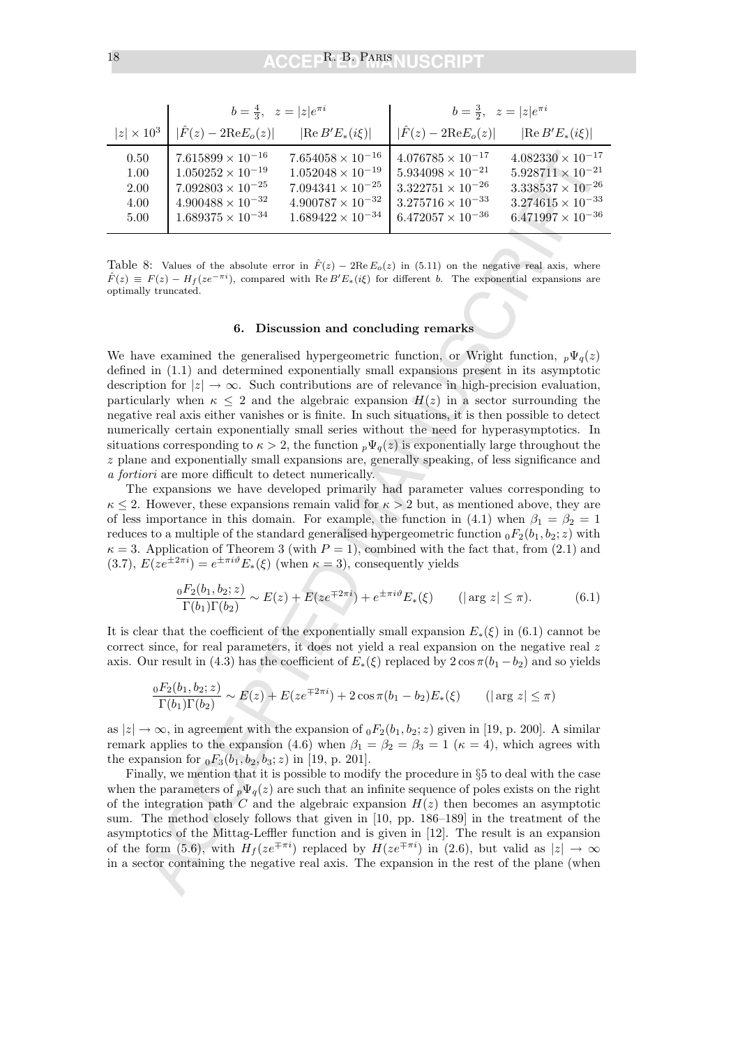| | $b = \frac{4}{3}, \quad z = \lvert z\rvert e^{\pi i}$ | | $b = \frac{3}{2}, \quad z = \lvert z\rvert e^{\pi i}$ | |
|---|---|---|---|---|
| $\lvert z\rvert \times 10^3$ | $\lvert\hat{F}(z) - 2\mathrm{Re}E_o(z)\rvert$ | $\lvert\mathrm{Re}\, B'E_*(i\xi)\rvert$ | $\lvert\hat{F}(z) - 2\mathrm{Re}E_o(z)\rvert$ | $\lvert\mathrm{Re}\, B'E_*(i\xi)\rvert$ |
| 0.50 | $7.615899 \times 10^{-16}$ | $7.654058 \times 10^{-16}$ | $4.076785 \times 10^{-17}$ | $4.082330 \times 10^{-17}$ |
| 1.00 | $1.050252 \times 10^{-19}$ | $1.052048 \times 10^{-19}$ | $5.934098 \times 10^{-21}$ | $5.928711 \times 10^{-21}$ |
| 2.00 | $7.092803 \times 10^{-25}$ | $7.094341 \times 10^{-25}$ | $3.322751 \times 10^{-26}$ | $3.338537 \times 10^{-26}$ |
| 4.00 | $4.900488 \times 10^{-32}$ | $4.900787 \times 10^{-32}$ | $3.275716 \times 10^{-33}$ | $3.274615 \times 10^{-33}$ |
| 5.00 | $1.689375 \times 10^{-34}$ | $1.689422 \times 10^{-34}$ | $6.472057 \times 10^{-36}$ | $6.471997 \times 10^{-36}$ |

Table 8: Values of the absolute error in $\hat{F}(z) - 2\mathrm{Re}\, E_o(z)$ in (5.11) on the negative real axis, where $\hat{F}(z) \equiv F(z) - H_f(ze^{-\pi i})$, compared with $\mathrm{Re}\, B'E_*(i\xi)$ for different $b$. The exponential expansions are optimally truncated.

## 6. Discussion and concluding remarks

We have examined the generalised hypergeometric function, or Wright function, ${}_p\Psi_q(z)$ defined in (1.1) and determined exponentially small expansions present in its asymptotic description for $|z| \to \infty$. Such contributions are of relevance in high-precision evaluation, particularly when $\kappa \leq 2$ and the algebraic expansion $H(z)$ in a sector surrounding the negative real axis either vanishes or is finite. In such situations, it is then possible to detect numerically certain exponentially small series without the need for hyperasymptotics. In situations corresponding to $\kappa > 2$, the function ${}_p\Psi_q(z)$ is exponentially large throughout the $z$ plane and exponentially small expansions are, generally speaking, of less significance and *a fortiori* are more difficult to detect numerically.

The expansions we have developed primarily had parameter values corresponding to $\kappa \leq 2$. However, these expansions remain valid for $\kappa > 2$ but, as mentioned above, they are of less importance in this domain. For example, the function in (4.1) when $\beta_1 = \beta_2 = 1$ reduces to a multiple of the standard generalised hypergeometric function ${}_0F_2(b_1, b_2; z)$ with $\kappa = 3$. Application of Theorem 3 (with $P = 1$), combined with the fact that, from (2.1) and (3.7), $E(ze^{\pm 2\pi i}) = e^{\pm \pi i \vartheta} E_*(\xi)$ (when $\kappa = 3$), consequently yields

$$\frac{{}_0F_2(b_1, b_2; z)}{\Gamma(b_1)\Gamma(b_2)} \sim E(z) + E(ze^{\mp 2\pi i}) + e^{\pm \pi i \vartheta} E_*(\xi) \qquad (|\arg z| \leq \pi). \tag{6.1}$$

It is clear that the coefficient of the exponentially small expansion $E_*(\xi)$ in (6.1) cannot be correct since, for real parameters, it does not yield a real expansion on the negative real $z$ axis. Our result in (4.3) has the coefficient of $E_*(\xi)$ replaced by $2\cos \pi(b_1 - b_2)$ and so yields

$$\frac{{}_0F_2(b_1, b_2; z)}{\Gamma(b_1)\Gamma(b_2)} \sim E(z) + E(ze^{\mp 2\pi i}) + 2\cos \pi(b_1 - b_2) E_*(\xi) \qquad (|\arg z| \leq \pi)$$

as $|z| \to \infty$, in agreement with the expansion of ${}_0F_2(b_1, b_2; z)$ given in [19, p. 200]. A similar remark applies to the expansion (4.6) when $\beta_1 = \beta_2 = \beta_3 = 1$ ($\kappa = 4$), which agrees with the expansion for ${}_0F_3(b_1, b_2, b_3; z)$ in [19, p. 201].

Finally, we mention that it is possible to modify the procedure in §5 to deal with the case when the parameters of ${}_p\Psi_q(z)$ are such that an infinite sequence of poles exists on the right of the integration path $C$ and the algebraic expansion $H(z)$ then becomes an asymptotic sum. The method closely follows that given in [10, pp. 186–189] in the treatment of the asymptotics of the Mittag-Leffler function and is given in [12]. The result is an expansion of the form (5.6), with $H_f(ze^{\mp \pi i})$ replaced by $H(ze^{\mp \pi i})$ in (2.6), but valid as $|z| \to \infty$ in a sector containing the negative real axis. The expansion in the rest of the plane (when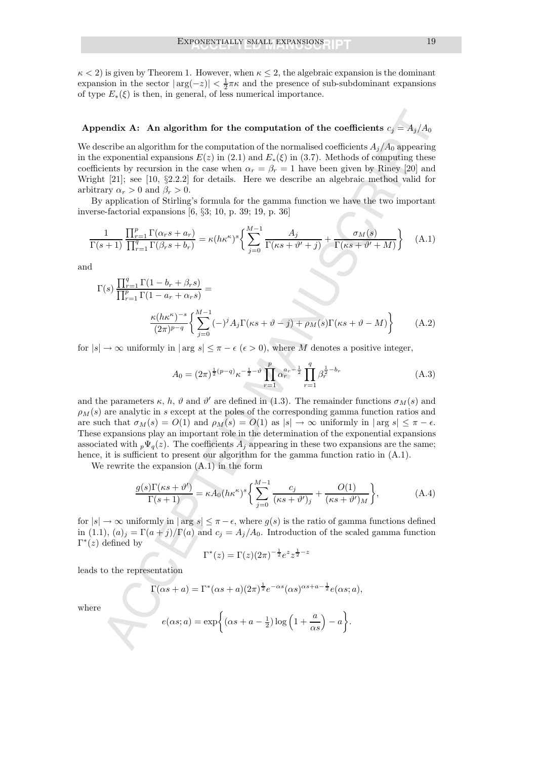$\kappa < 2$) is given by Theorem 1. However, when $\kappa \leq 2$, the algebraic expansion is the dominant expansion in the sector $|\arg(-z)| < \frac{1}{2}\pi\kappa$ and the presence of sub-subdominant expansions of type $E_*(\xi)$ is then, in general, of less numerical importance.

## Appendix A: An algorithm for the computation of the coefficients $c_j = A_j/A_0$

We describe an algorithm for the computation of the normalised coefficients $A_j/A_0$ appearing in the exponential expansions $E(z)$ in (2.1) and $E_*(\xi)$ in (3.7). Methods of computing these coefficients by recursion in the case when $\alpha_r = \beta_r = 1$ have been given by Riney [20] and Wright [21]; see [10, §2.2.2] for details. Here we describe an algebraic method valid for arbitrary $\alpha_r > 0$ and $\beta_r > 0$.

By application of Stirling's formula for the gamma function we have the two important inverse-factorial expansions [6, §3; 10, p. 39; 19, p. 36]

$$\frac{1}{\Gamma(s+1)} \frac{\prod_{r=1}^{p}\Gamma(\alpha_r s + a_r)}{\prod_{r=1}^{q}\Gamma(\beta_r s + b_r)} = \kappa(h\kappa^\kappa)^s \left\{ \sum_{j=0}^{M-1} \frac{A_j}{\Gamma(\kappa s + \vartheta' + j)} + \frac{\sigma_M(s)}{\Gamma(\kappa s + \vartheta' + M)} \right\} \tag{A.1}$$

and

$$\Gamma(s) \frac{\prod_{r=1}^{q}\Gamma(1 - b_r + \beta_r s)}{\prod_{r=1}^{p}\Gamma(1 - a_r + \alpha_r s)} = \frac{\kappa(h\kappa^\kappa)^{-s}}{(2\pi)^{p-q}} \left\{ \sum_{j=0}^{M-1} (-)^j A_j \Gamma(\kappa s + \vartheta - j) + \rho_M(s)\Gamma(\kappa s + \vartheta - M) \right\} \tag{A.2}$$

for $|s| \to \infty$ uniformly in $|\arg s| \leq \pi - \epsilon$ ($\epsilon > 0$), where $M$ denotes a positive integer,

$$A_0 = (2\pi)^{\frac{1}{2}(p-q)} \kappa^{-\frac{1}{2}-\vartheta} \prod_{r=1}^{p} \alpha_r^{a_r - \frac{1}{2}} \prod_{r=1}^{q} \beta_r^{\frac{1}{2} - b_r} \tag{A.3}$$

and the parameters $\kappa$, $h$, $\vartheta$ and $\vartheta'$ are defined in (1.3). The remainder functions $\sigma_M(s)$ and $\rho_M(s)$ are analytic in $s$ except at the poles of the corresponding gamma function ratios and are such that $\sigma_M(s) = O(1)$ and $\rho_M(s) = O(1)$ as $|s| \to \infty$ uniformly in $|\arg s| \leq \pi - \epsilon$. These expansions play an important role in the determination of the exponential expansions associated with ${}_p\Psi_q(z)$. The coefficients $A_j$ appearing in these two expansions are the same; hence, it is sufficient to present our algorithm for the gamma function ratio in (A.1).

We rewrite the expansion (A.1) in the form

$$\frac{g(s)\Gamma(\kappa s + \vartheta')}{\Gamma(s+1)} = \kappa A_0 (h\kappa^\kappa)^s \left\{ \sum_{j=0}^{M-1} \frac{c_j}{(\kappa s + \vartheta')_j} + \frac{O(1)}{(\kappa s + \vartheta')_M} \right\}, \tag{A.4}$$

for $|s| \to \infty$ uniformly in $|\arg s| \leq \pi - \epsilon$, where $g(s)$ is the ratio of gamma functions defined in (1.1), $(a)_j = \Gamma(a+j)/\Gamma(a)$ and $c_j = A_j/A_0$. Introduction of the scaled gamma function $\Gamma^*(z)$ defined by

$$\Gamma^*(z) = \Gamma(z)(2\pi)^{-\frac{1}{2}} e^z z^{\frac{1}{2}-z}$$

leads to the representation

$$\Gamma(\alpha s + a) = \Gamma^*(\alpha s + a)(2\pi)^{\frac{1}{2}} e^{-\alpha s} (\alpha s)^{\alpha s + a - \frac{1}{2}} e(\alpha s; a),$$

where

$$e(\alpha s; a) = \exp\left\{ (\alpha s + a - \tfrac{1}{2}) \log\left(1 + \frac{a}{\alpha s}\right) - a \right\}.$$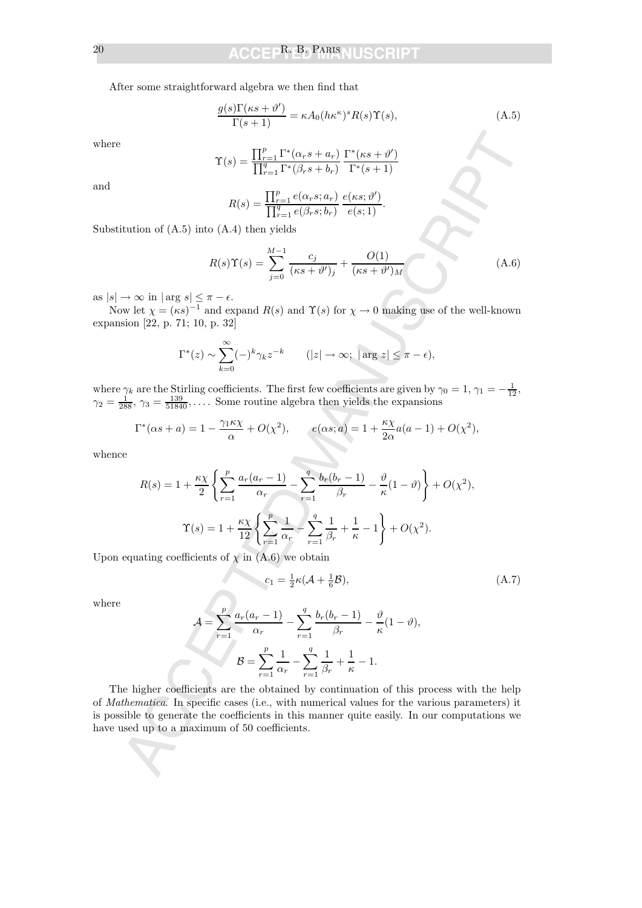After some straightforward algebra we then find that

$$\frac{g(s)\Gamma(\kappa s+\vartheta')}{\Gamma(s+1)} = \kappa A_0 (h\kappa^\kappa)^s R(s)\Upsilon(s), \tag{A.5}$$

where

$$\Upsilon(s) = \frac{\prod_{r=1}^p \Gamma^*(\alpha_r s + a_r)}{\prod_{r=1}^q \Gamma^*(\beta_r s + b_r)} \, \frac{\Gamma^*(\kappa s+\vartheta')}{\Gamma^*(s+1)}$$

and

$$R(s) = \frac{\prod_{r=1}^p e(\alpha_r s; a_r)}{\prod_{r=1}^q e(\beta_r s; b_r)} \, \frac{e(\kappa s;\vartheta')}{e(s;1)}.$$

Substitution of (A.5) into (A.4) then yields

$$R(s)\Upsilon(s) = \sum_{j=0}^{M-1} \frac{c_j}{(\kappa s+\vartheta')_j} + \frac{O(1)}{(\kappa s+\vartheta')_M} \tag{A.6}$$

as $|s| \to \infty$ in $|\arg s| \le \pi - \epsilon$.

Now let $\chi = (\kappa s)^{-1}$ and expand $R(s)$ and $\Upsilon(s)$ for $\chi \to 0$ making use of the well-known expansion [22, p. 71; 10, p. 32]

$$\Gamma^*(z) \sim \sum_{k=0}^\infty (-)^k \gamma_k z^{-k} \qquad (|z|\to\infty;\ |\arg z| \le \pi-\epsilon),$$

where $\gamma_k$ are the Stirling coefficients. The first few coefficients are given by $\gamma_0 = 1$, $\gamma_1 = -\frac{1}{12}$, $\gamma_2 = \frac{1}{288}$, $\gamma_3 = \frac{139}{51840}, \ldots$. Some routine algebra then yields the expansions

$$\Gamma^*(\alpha s + a) = 1 - \frac{\gamma_1 \kappa\chi}{\alpha} + O(\chi^2), \qquad e(\alpha s; a) = 1 + \frac{\kappa\chi}{2\alpha} a(a-1) + O(\chi^2),$$

whence

$$R(s) = 1 + \frac{\kappa\chi}{2}\left\{\sum_{r=1}^p \frac{a_r(a_r-1)}{\alpha_r} - \sum_{r=1}^q \frac{b_r(b_r-1)}{\beta_r} - \frac{\vartheta}{\kappa}(1-\vartheta)\right\} + O(\chi^2),$$

$$\Upsilon(s) = 1 + \frac{\kappa\chi}{12}\left\{\sum_{r=1}^p \frac{1}{\alpha_r} - \sum_{r=1}^q \frac{1}{\beta_r} + \frac{1}{\kappa} - 1\right\} + O(\chi^2).$$

Upon equating coefficients of $\chi$ in (A.6) we obtain

$$c_1 = \tfrac{1}{2}\kappa(\mathcal{A} + \tfrac{1}{6}\mathcal{B}), \tag{A.7}$$

where

$$\mathcal{A} = \sum_{r=1}^p \frac{a_r(a_r-1)}{\alpha_r} - \sum_{r=1}^q \frac{b_r(b_r-1)}{\beta_r} - \frac{\vartheta}{\kappa}(1-\vartheta),$$

$$\mathcal{B} = \sum_{r=1}^p \frac{1}{\alpha_r} - \sum_{r=1}^q \frac{1}{\beta_r} + \frac{1}{\kappa} - 1.$$

The higher coefficients are the obtained by continuation of this process with the help of *Mathematica*. In specific cases (i.e., with numerical values for the various parameters) it is possible to generate the coefficients in this manner quite easily. In our computations we have used up to a maximum of 50 coefficients.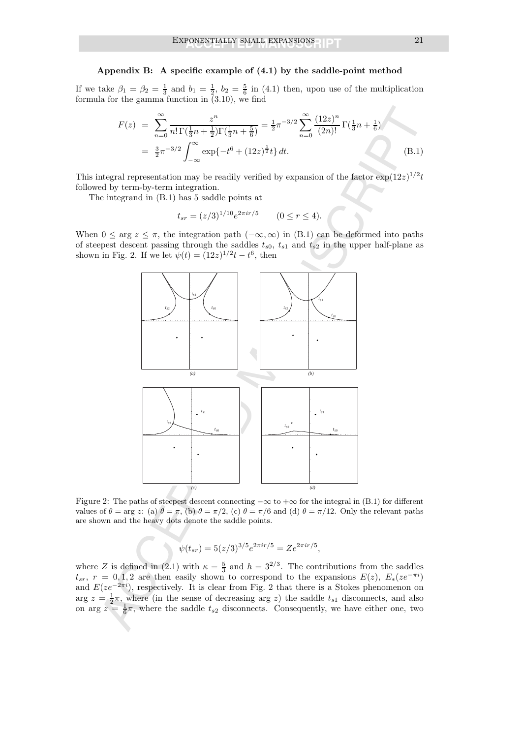## Appendix B: A specific example of (4.1) by the saddle-point method

If we take $\beta_1 = \beta_2 = \frac{1}{3}$ and $b_1 = \frac{1}{2}$, $b_2 = \frac{5}{6}$ in (4.1) then, upon use of the multiplication formula for the gamma function in (3.10), we find

$$
\begin{aligned}
F(z) &= \sum_{n=0}^{\infty} \frac{z^n}{n!\,\Gamma(\frac{1}{3}n+\frac{1}{2})\Gamma(\frac{1}{3}n+\frac{5}{6})} = \tfrac{1}{2}\pi^{-3/2} \sum_{n=0}^{\infty} \frac{(12z)^n}{(2n)!}\,\Gamma(\tfrac{1}{3}n+\tfrac{1}{6}) \\
&= \tfrac{3}{2}\pi^{-3/2} \int_{-\infty}^{\infty} \exp\{-t^6 + (12z)^{\frac{1}{2}} t\}\, dt. \qquad \text{(B.1)}
\end{aligned}
$$

This integral representation may be readily verified by expansion of the factor $\exp(12z)^{1/2}t$ followed by term-by-term integration.

The integrand in (B.1) has 5 saddle points at

$$
t_{sr} = (z/3)^{1/10} e^{2\pi i r/5} \qquad (0 \le r \le 4).
$$

When $0 \le \arg z \le \pi$, the integration path $(-\infty, \infty)$ in (B.1) can be deformed into paths of steepest descent passing through the saddles $t_{s0}$, $t_{s1}$ and $t_{s2}$ in the upper half-plane as shown in Fig. 2. If we let $\psi(t) = (12z)^{1/2}t - t^6$, then

Figure 2: The paths of steepest descent connecting $-\infty$ to $+\infty$ for the integral in (B.1) for different values of $\theta = \arg z$: (a) $\theta = \pi$, (b) $\theta = \pi/2$, (c) $\theta = \pi/6$ and (d) $\theta = \pi/12$. Only the relevant paths are shown and the heavy dots denote the saddle points.

$$
\psi(t_{sr}) = 5(z/3)^{3/5} e^{2\pi i r/5} = Z e^{2\pi i r/5},
$$

where $Z$ is defined in (2.1) with $\kappa = \frac{5}{3}$ and $h = 3^{2/3}$. The contributions from the saddles $t_{sr}$, $r = 0, 1, 2$ are then easily shown to correspond to the expansions $E(z)$, $E_*(ze^{-\pi i})$ and $E(ze^{-2\pi i})$, respectively. It is clear from Fig. 2 that there is a Stokes phenomenon on $\arg z = \frac{1}{2}\pi$, where (in the sense of decreasing $\arg z$) the saddle $t_{s1}$ disconnects, and also on $\arg z = \frac{1}{6}\pi$, where the saddle $t_{s2}$ disconnects. Consequently, we have either one, two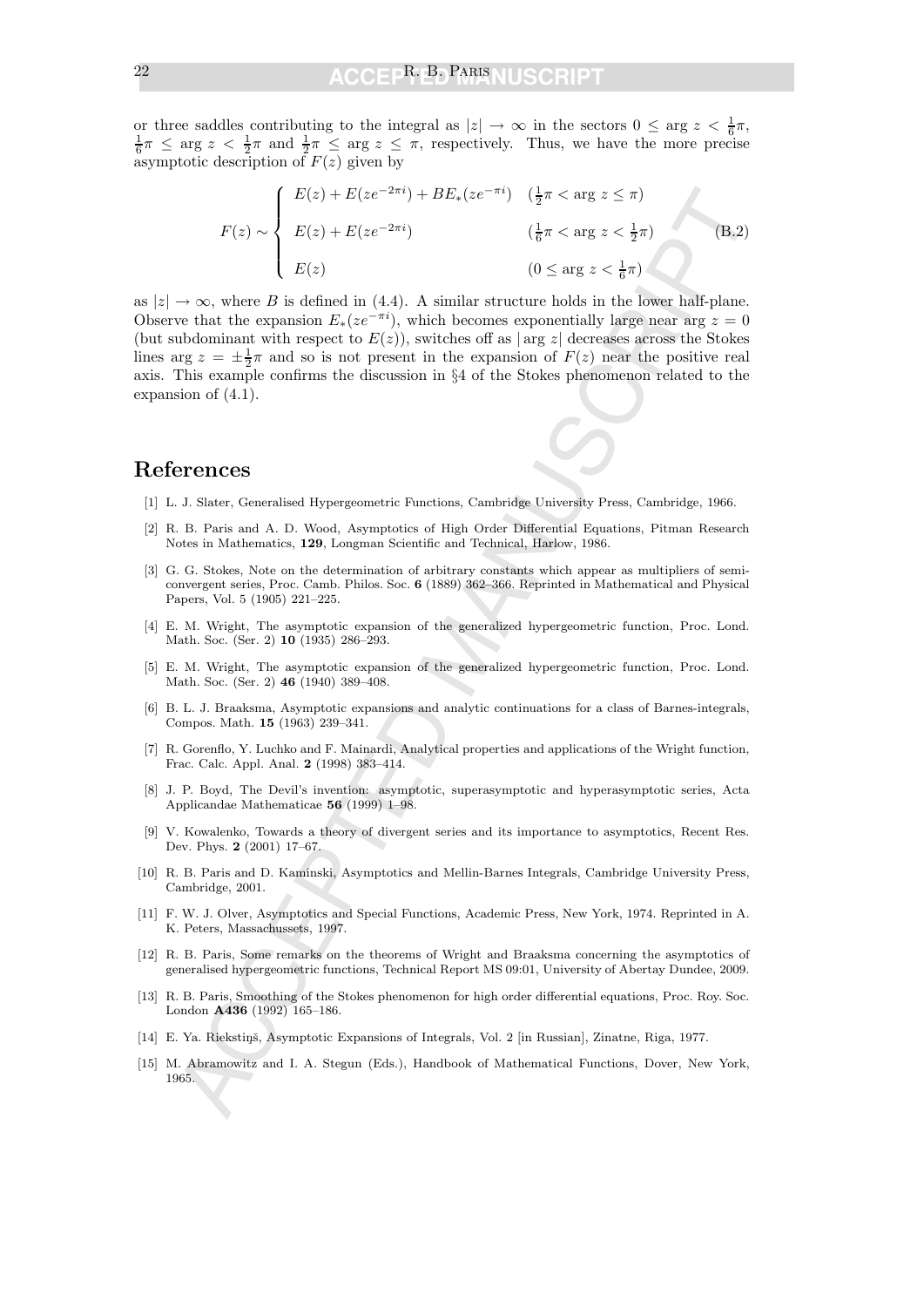or three saddles contributing to the integral as $|z| \to \infty$ in the sectors $0 \leq \arg z < \frac{1}{6}\pi$, $\frac{1}{6}\pi \leq \arg z < \frac{1}{2}\pi$ and $\frac{1}{2}\pi \leq \arg z \leq \pi$, respectively. Thus, we have the more precise asymptotic description of $F(z)$ given by

$$F(z) \sim \begin{cases} E(z) + E(ze^{-2\pi i}) + BE_*(ze^{-\pi i}) & (\frac{1}{2}\pi < \arg z \leq \pi) \\[2ex] E(z) + E(ze^{-2\pi i}) & (\frac{1}{6}\pi < \arg z < \frac{1}{2}\pi) \\[2ex] E(z) & (0 \leq \arg z < \frac{1}{6}\pi) \end{cases} \tag{B.2}$$

as $|z| \to \infty$, where $B$ is defined in (4.4). A similar structure holds in the lower half-plane. Observe that the expansion $E_*(ze^{-\pi i})$, which becomes exponentially large near $\arg z = 0$ (but subdominant with respect to $E(z)$), switches off as $|\arg z|$ decreases across the Stokes lines $\arg z = \pm\frac{1}{2}\pi$ and so is not present in the expansion of $F(z)$ near the positive real axis. This example confirms the discussion in §4 of the Stokes phenomenon related to the expansion of (4.1).

# References

[1] L. J. Slater, Generalised Hypergeometric Functions, Cambridge University Press, Cambridge, 1966.

[2] R. B. Paris and A. D. Wood, Asymptotics of High Order Differential Equations, Pitman Research Notes in Mathematics, **129**, Longman Scientific and Technical, Harlow, 1986.

[3] G. G. Stokes, Note on the determination of arbitrary constants which appear as multipliers of semi-convergent series, Proc. Camb. Philos. Soc. **6** (1889) 362–366. Reprinted in Mathematical and Physical Papers, Vol. 5 (1905) 221–225.

[4] E. M. Wright, The asymptotic expansion of the generalized hypergeometric function, Proc. Lond. Math. Soc. (Ser. 2) **10** (1935) 286–293.

[5] E. M. Wright, The asymptotic expansion of the generalized hypergeometric function, Proc. Lond. Math. Soc. (Ser. 2) **46** (1940) 389–408.

[6] B. L. J. Braaksma, Asymptotic expansions and analytic continuations for a class of Barnes-integrals, Compos. Math. **15** (1963) 239–341.

[7] R. Gorenflo, Y. Luchko and F. Mainardi, Analytical properties and applications of the Wright function, Frac. Calc. Appl. Anal. **2** (1998) 383–414.

[8] J. P. Boyd, The Devil's invention: asymptotic, superasymptotic and hyperasymptotic series, Acta Applicandae Mathematicae **56** (1999) 1–98.

[9] V. Kowalenko, Towards a theory of divergent series and its importance to asymptotics, Recent Res. Dev. Phys. **2** (2001) 17–67.

[10] R. B. Paris and D. Kaminski, Asymptotics and Mellin-Barnes Integrals, Cambridge University Press, Cambridge, 2001.

[11] F. W. J. Olver, Asymptotics and Special Functions, Academic Press, New York, 1974. Reprinted in A. K. Peters, Massachussets, 1997.

[12] R. B. Paris, Some remarks on the theorems of Wright and Braaksma concerning the asymptotics of generalised hypergeometric functions, Technical Report MS 09:01, University of Abertay Dundee, 2009.

[13] R. B. Paris, Smoothing of the Stokes phenomenon for high order differential equations, Proc. Roy. Soc. London **A436** (1992) 165–186.

[14] E. Ya. Riekstiņš, Asymptotic Expansions of Integrals, Vol. 2 [in Russian], Zinatne, Riga, 1977.

[15] M. Abramowitz and I. A. Stegun (Eds.), Handbook of Mathematical Functions, Dover, New York, 1965.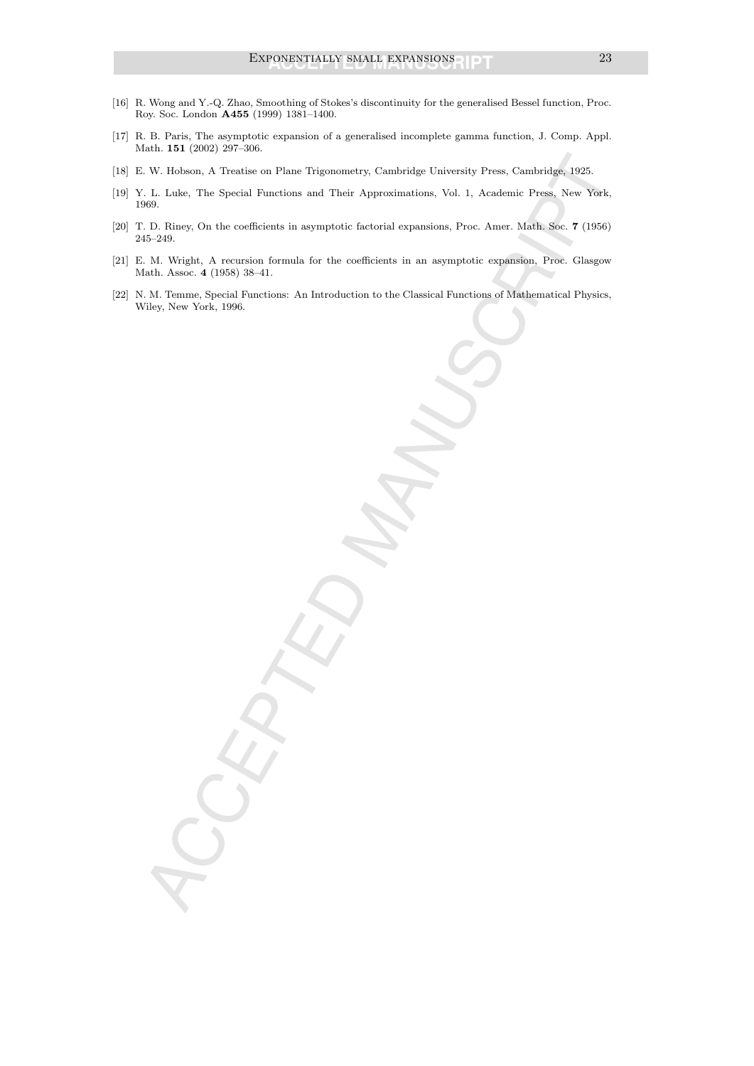[16] R. Wong and Y.-Q. Zhao, Smoothing of Stokes's discontinuity for the generalised Bessel function, Proc. Roy. Soc. London **A455** (1999) 1381–1400.

[17] R. B. Paris, The asymptotic expansion of a generalised incomplete gamma function, J. Comp. Appl. Math. **151** (2002) 297–306.

[18] E. W. Hobson, A Treatise on Plane Trigonometry, Cambridge University Press, Cambridge, 1925.

[19] Y. L. Luke, The Special Functions and Their Approximations, Vol. 1, Academic Press, New York, 1969.

[20] T. D. Riney, On the coefficients in asymptotic factorial expansions, Proc. Amer. Math. Soc. **7** (1956) 245–249.

[21] E. M. Wright, A recursion formula for the coefficients in an asymptotic expansion, Proc. Glasgow Math. Assoc. **4** (1958) 38–41.

[22] N. M. Temme, Special Functions: An Introduction to the Classical Functions of Mathematical Physics, Wiley, New York, 1996.